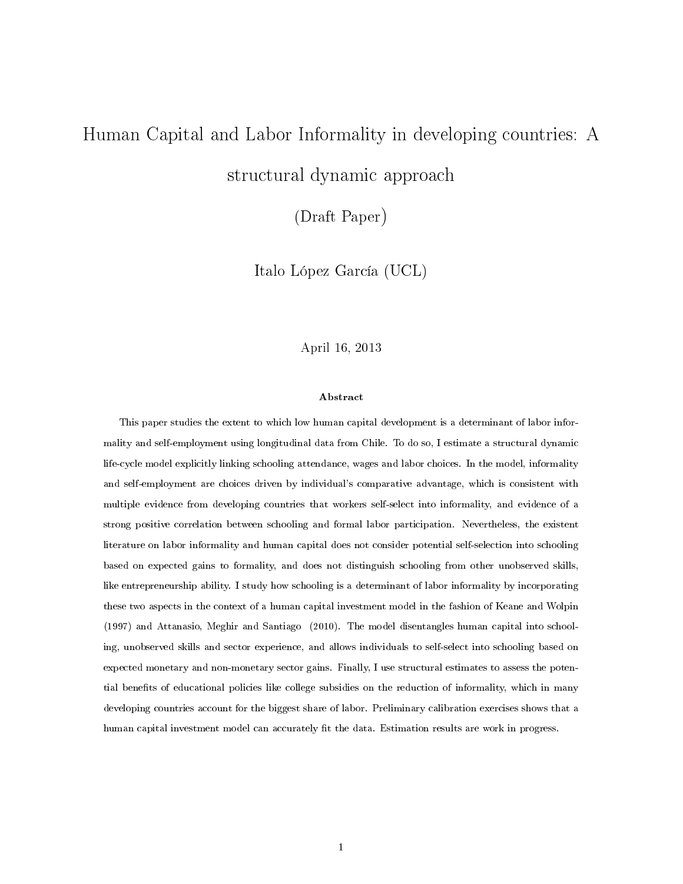# Human Capital and Labor Informality in developing countries: A structural dynamic approach

(Draft Paper)

Italo López García (UCL)

April 16, 2013

**Abstract**

This paper studies the extent to which low human capital development is a determinant of labor informality and self-employment using longitudinal data from Chile. To do so, I estimate a structural dynamic life-cycle model explicitly linking schooling attendance, wages and labor choices. In the model, informality and self-employment are choices driven by individual's comparative advantage, which is consistent with multiple evidence from developing countries that workers self-select into informality, and evidence of a strong positive correlation between schooling and formal labor participation. Nevertheless, the existent literature on labor informality and human capital does not consider potential self-selection into schooling based on expected gains to formality, and does not distinguish schooling from other unobserved skills, like entrepreneurship ability. I study how schooling is a determinant of labor informality by incorporating these two aspects in the context of a human capital investment model in the fashion of Keane and Wolpin (1997) and Attanasio, Meghir and Santiago (2010). The model disentangles human capital into schooling, unobserved skills and sector experience, and allows individuals to self-select into schooling based on expected monetary and non-monetary sector gains. Finally, I use structural estimates to assess the potential benefits of educational policies like college subsidies on the reduction of informality, which in many developing countries account for the biggest share of labor. Preliminary calibration exercises shows that a human capital investment model can accurately fit the data. Estimation results are work in progress.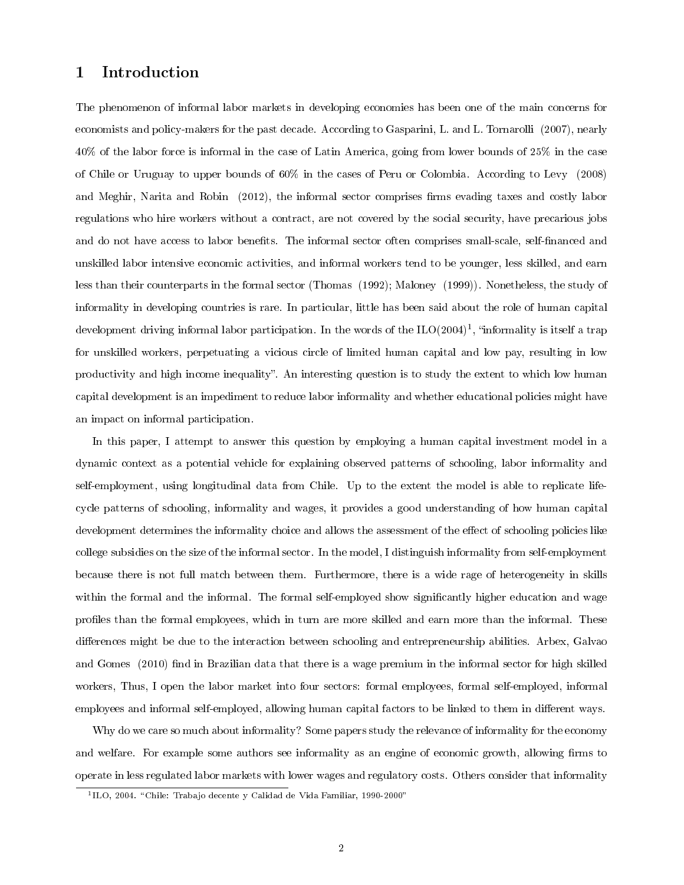# 1 Introduction

The phenomenon of informal labor markets in developing economies has been one of the main concerns for economists and policy-makers for the past decade. According to Gasparini, L. and L. Tornarolli (2007), nearly 40% of the labor force is informal in the case of Latin America, going from lower bounds of 25% in the case of Chile or Uruguay to upper bounds of 60% in the cases of Peru or Colombia. According to Levy (2008) and Meghir, Narita and Robin (2012), the informal sector comprises firms evading taxes and costly labor regulations who hire workers without a contract, are not covered by the social security, have precarious jobs and do not have access to labor benefits. The informal sector often comprises small-scale, self-financed and unskilled labor intensive economic activities, and informal workers tend to be younger, less skilled, and earn less than their counterparts in the formal sector (Thomas (1992); Maloney (1999)). Nonetheless, the study of informality in developing countries is rare. In particular, little has been said about the role of human capital development driving informal labor participation. In the words of the ILO(2004)[1], "informality is itself a trap for unskilled workers, perpetuating a vicious circle of limited human capital and low pay, resulting in low productivity and high income inequality". An interesting question is to study the extent to which low human capital development is an impediment to reduce labor informality and whether educational policies might have an impact on informal participation.

In this paper, I attempt to answer this question by employing a human capital investment model in a dynamic context as a potential vehicle for explaining observed patterns of schooling, labor informality and self-employment, using longitudinal data from Chile. Up to the extent the model is able to replicate life-cycle patterns of schooling, informality and wages, it provides a good understanding of how human capital development determines the informality choice and allows the assessment of the effect of schooling policies like college subsidies on the size of the informal sector. In the model, I distinguish informality from self-employment because there is not full match between them. Furthermore, there is a wide rage of heterogeneity in skills within the formal and the informal. The formal self-employed show significantly higher education and wage profiles than the formal employees, which in turn are more skilled and earn more than the informal. These differences might be due to the interaction between schooling and entrepreneurship abilities. Arbex, Galvao and Gomes (2010) find in Brazilian data that there is a wage premium in the informal sector for high skilled workers, Thus, I open the labor market into four sectors: formal employees, formal self-employed, informal employees and informal self-employed, allowing human capital factors to be linked to them in different ways.

Why do we care so much about informality? Some papers study the relevance of informality for the economy and welfare. For example some authors see informality as an engine of economic growth, allowing firms to operate in less regulated labor markets with lower wages and regulatory costs. Others consider that informality

[1] ILO, 2004. "Chile: Trabajo decente y Calidad de Vida Familiar, 1990-2000"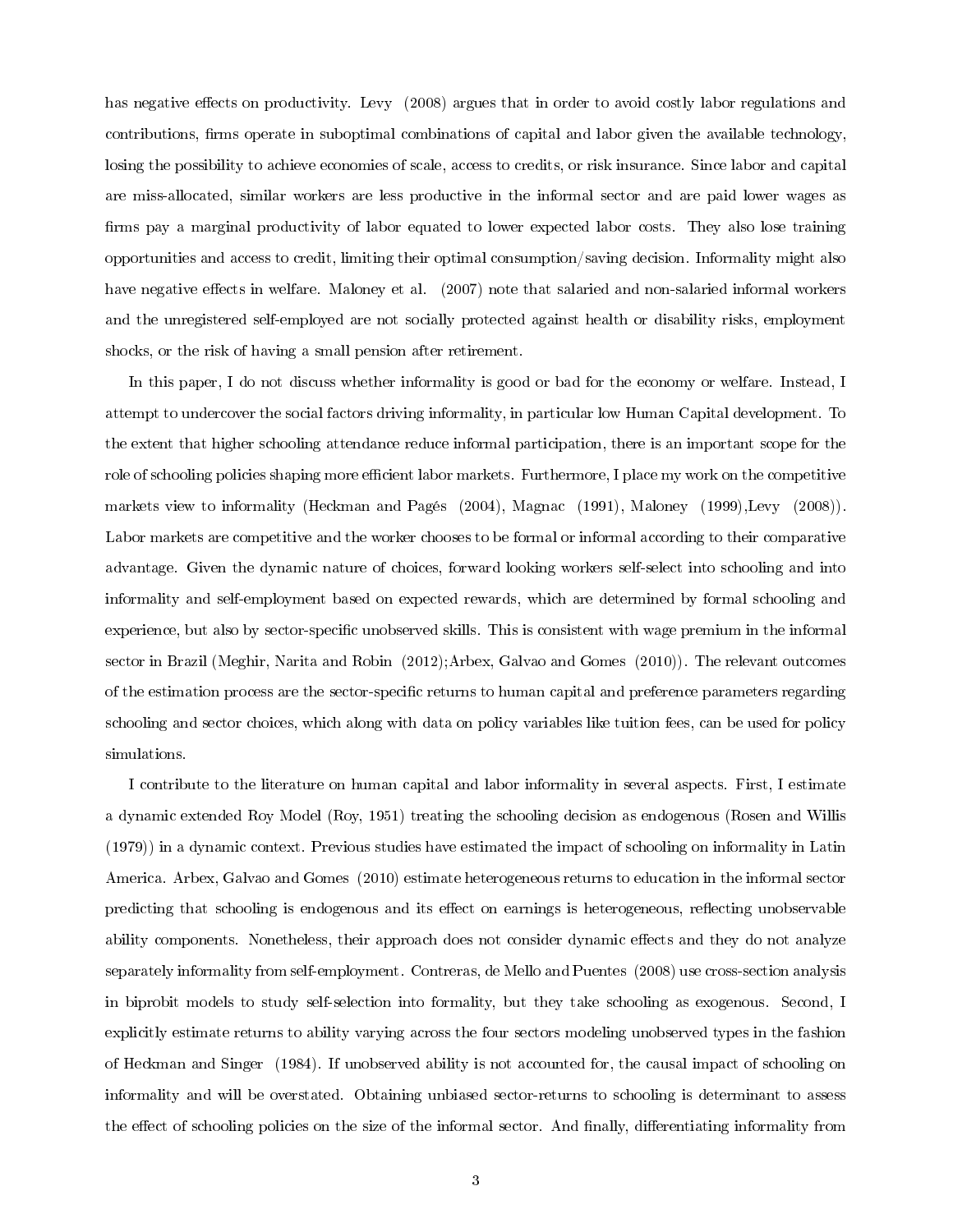has negative effects on productivity. Levy (2008) argues that in order to avoid costly labor regulations and contributions, firms operate in suboptimal combinations of capital and labor given the available technology, losing the possibility to achieve economies of scale, access to credits, or risk insurance. Since labor and capital are miss-allocated, similar workers are less productive in the informal sector and are paid lower wages as firms pay a marginal productivity of labor equated to lower expected labor costs. They also lose training opportunities and access to credit, limiting their optimal consumption/saving decision. Informality might also have negative effects in welfare. Maloney et al. (2007) note that salaried and non-salaried informal workers and the unregistered self-employed are not socially protected against health or disability risks, employment shocks, or the risk of having a small pension after retirement.

In this paper, I do not discuss whether informality is good or bad for the economy or welfare. Instead, I attempt to undercover the social factors driving informality, in particular low Human Capital development. To the extent that higher schooling attendance reduce informal participation, there is an important scope for the role of schooling policies shaping more efficient labor markets. Furthermore, I place my work on the competitive markets view to informality (Heckman and Pagés (2004), Magnac (1991), Maloney (1999),Levy (2008)). Labor markets are competitive and the worker chooses to be formal or informal according to their comparative advantage. Given the dynamic nature of choices, forward looking workers self-select into schooling and into informality and self-employment based on expected rewards, which are determined by formal schooling and experience, but also by sector-specific unobserved skills. This is consistent with wage premium in the informal sector in Brazil (Meghir, Narita and Robin (2012);Arbex, Galvao and Gomes (2010)). The relevant outcomes of the estimation process are the sector-specific returns to human capital and preference parameters regarding schooling and sector choices, which along with data on policy variables like tuition fees, can be used for policy simulations.

I contribute to the literature on human capital and labor informality in several aspects. First, I estimate a dynamic extended Roy Model (Roy, 1951) treating the schooling decision as endogenous (Rosen and Willis (1979)) in a dynamic context. Previous studies have estimated the impact of schooling on informality in Latin America. Arbex, Galvao and Gomes (2010) estimate heterogeneous returns to education in the informal sector predicting that schooling is endogenous and its effect on earnings is heterogeneous, reflecting unobservable ability components. Nonetheless, their approach does not consider dynamic effects and they do not analyze separately informality from self-employment. Contreras, de Mello and Puentes (2008) use cross-section analysis in biprobit models to study self-selection into formality, but they take schooling as exogenous. Second, I explicitly estimate returns to ability varying across the four sectors modeling unobserved types in the fashion of Heckman and Singer (1984). If unobserved ability is not accounted for, the causal impact of schooling on informality and will be overstated. Obtaining unbiased sector-returns to schooling is determinant to assess the effect of schooling policies on the size of the informal sector. And finally, differentiating informality from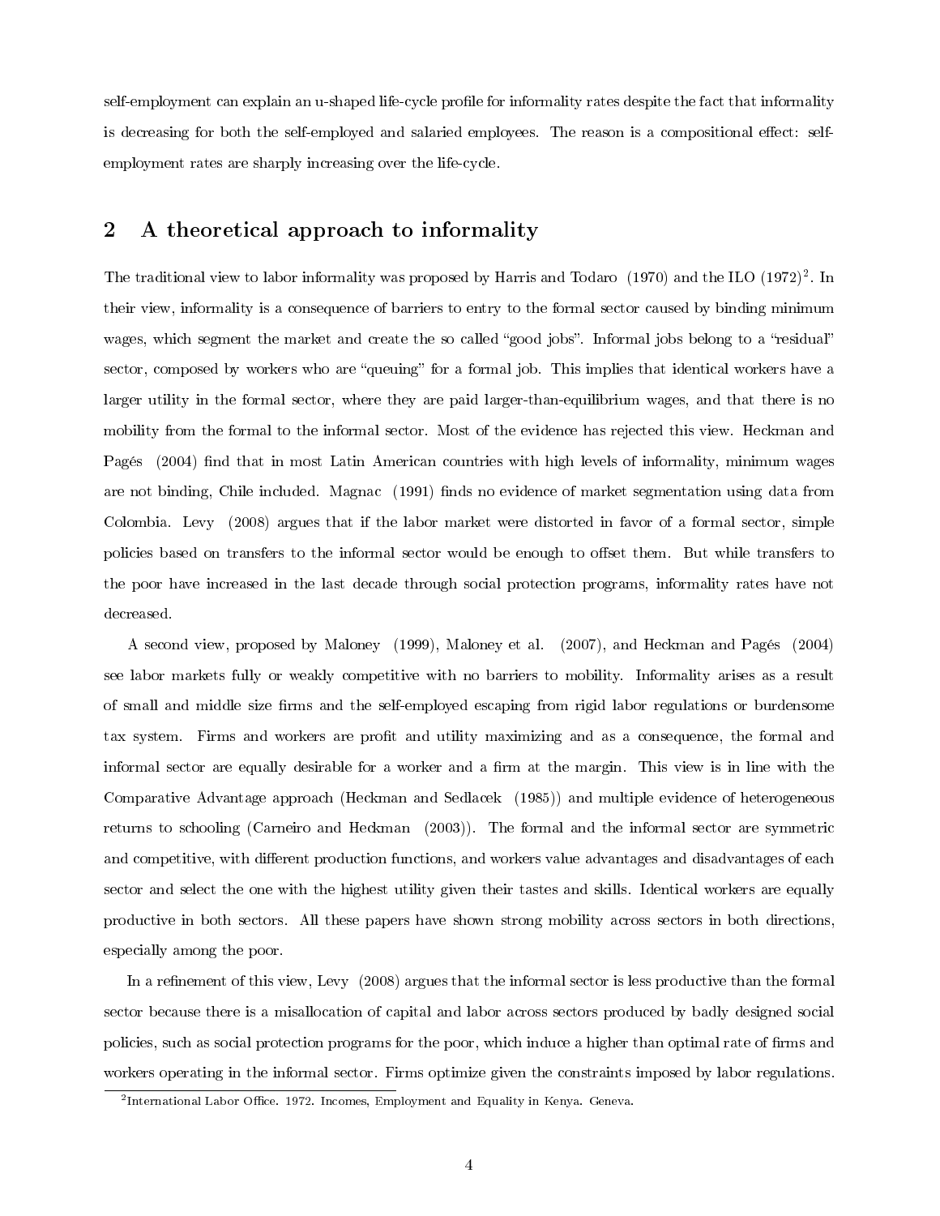self-employment can explain an u-shaped life-cycle profile for informality rates despite the fact that informality is decreasing for both the self-employed and salaried employees. The reason is a compositional effect: self-employment rates are sharply increasing over the life-cycle.

## 2 A theoretical approach to informality

The traditional view to labor informality was proposed by Harris and Todaro (1970) and the ILO (1972)[2]. In their view, informality is a consequence of barriers to entry to the formal sector caused by binding minimum wages, which segment the market and create the so called "good jobs". Informal jobs belong to a "residual" sector, composed by workers who are "queuing" for a formal job. This implies that identical workers have a larger utility in the formal sector, where they are paid larger-than-equilibrium wages, and that there is no mobility from the formal to the informal sector. Most of the evidence has rejected this view. Heckman and Pagés (2004) find that in most Latin American countries with high levels of informality, minimum wages are not binding, Chile included. Magnac (1991) finds no evidence of market segmentation using data from Colombia. Levy (2008) argues that if the labor market were distorted in favor of a formal sector, simple policies based on transfers to the informal sector would be enough to offset them. But while transfers to the poor have increased in the last decade through social protection programs, informality rates have not decreased.

A second view, proposed by Maloney (1999), Maloney et al. (2007), and Heckman and Pagés (2004) see labor markets fully or weakly competitive with no barriers to mobility. Informality arises as a result of small and middle size firms and the self-employed escaping from rigid labor regulations or burdensome tax system. Firms and workers are profit and utility maximizing and as a consequence, the formal and informal sector are equally desirable for a worker and a firm at the margin. This view is in line with the Comparative Advantage approach (Heckman and Sedlacek (1985)) and multiple evidence of heterogeneous returns to schooling (Carneiro and Heckman (2003)). The formal and the informal sector are symmetric and competitive, with different production functions, and workers value advantages and disadvantages of each sector and select the one with the highest utility given their tastes and skills. Identical workers are equally productive in both sectors. All these papers have shown strong mobility across sectors in both directions, especially among the poor.

In a refinement of this view, Levy (2008) argues that the informal sector is less productive than the formal sector because there is a misallocation of capital and labor across sectors produced by badly designed social policies, such as social protection programs for the poor, which induce a higher than optimal rate of firms and workers operating in the informal sector. Firms optimize given the constraints imposed by labor regulations.

[2] International Labor Office. 1972. Incomes, Employment and Equality in Kenya. Geneva.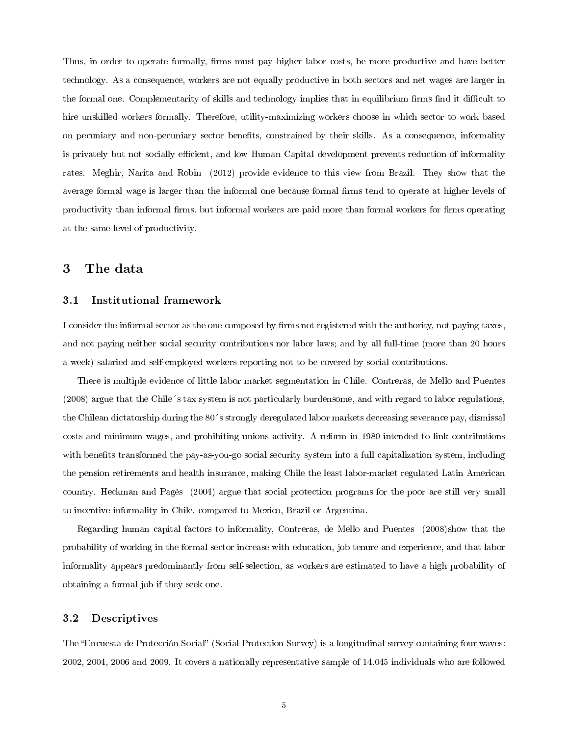Thus, in order to operate formally, firms must pay higher labor costs, be more productive and have better technology. As a consequence, workers are not equally productive in both sectors and net wages are larger in the formal one. Complementarity of skills and technology implies that in equilibrium firms find it difficult to hire unskilled workers formally. Therefore, utility-maximizing workers choose in which sector to work based on pecuniary and non-pecuniary sector benefits, constrained by their skills. As a consequence, informality is privately but not socially efficient, and low Human Capital development prevents reduction of informality rates. Meghir, Narita and Robin (2012) provide evidence to this view from Brazil. They show that the average formal wage is larger than the informal one because formal firms tend to operate at higher levels of productivity than informal firms, but informal workers are paid more than formal workers for firms operating at the same level of productivity.

# 3 The data

## 3.1 Institutional framework

I consider the informal sector as the one composed by firms not registered with the authority, not paying taxes, and not paying neither social security contributions nor labor laws; and by all full-time (more than 20 hours a week) salaried and self-employed workers reporting not to be covered by social contributions.

There is multiple evidence of little labor market segmentation in Chile. Contreras, de Mello and Puentes (2008) argue that the Chile´s tax system is not particularly burdensome, and with regard to labor regulations, the Chilean dictatorship during the 80´s strongly deregulated labor markets decreasing severance pay, dismissal costs and minimum wages, and prohibiting unions activity. A reform in 1980 intended to link contributions with benefits transformed the pay-as-you-go social security system into a full capitalization system, including the pension retirements and health insurance, making Chile the least labor-market regulated Latin American country. Heckman and Pagés (2004) argue that social protection programs for the poor are still very small to incentive informality in Chile, compared to Mexico, Brazil or Argentina.

Regarding human capital factors to informality, Contreras, de Mello and Puentes (2008)show that the probability of working in the formal sector increase with education, job tenure and experience, and that labor informality appears predominantly from self-selection, as workers are estimated to have a high probability of obtaining a formal job if they seek one.

## 3.2 Descriptives

The "Encuesta de Protección Social" (Social Protection Survey) is a longitudinal survey containing four waves: 2002, 2004, 2006 and 2009. It covers a nationally representative sample of 14.045 individuals who are followed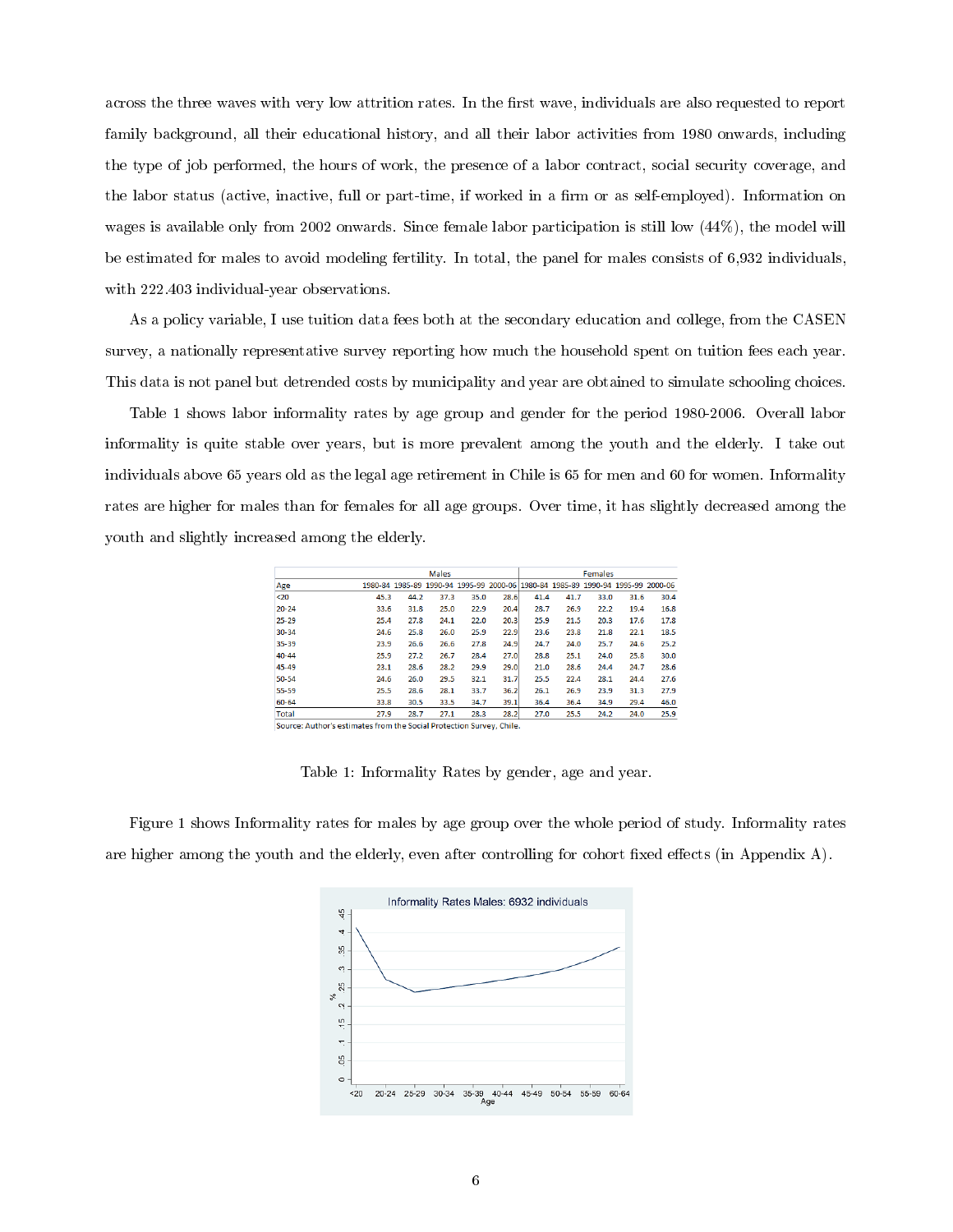across the three waves with very low attrition rates. In the first wave, individuals are also requested to report family background, all their educational history, and all their labor activities from 1980 onwards, including the type of job performed, the hours of work, the presence of a labor contract, social security coverage, and the labor status (active, inactive, full or part-time, if worked in a firm or as self-employed). Information on wages is available only from 2002 onwards. Since female labor participation is still low (44%), the model will be estimated for males to avoid modeling fertility. In total, the panel for males consists of 6,932 individuals, with 222.403 individual-year observations.

As a policy variable, I use tuition data fees both at the secondary education and college, from the CASEN survey, a nationally representative survey reporting how much the household spent on tuition fees each year. This data is not panel but detrended costs by municipality and year are obtained to simulate schooling choices.

Table 1 shows labor informality rates by age group and gender for the period 1980-2006. Overall labor informality is quite stable over years, but is more prevalent among the youth and the elderly. I take out individuals above 65 years old as the legal age retirement in Chile is 65 for men and 60 for women. Informality rates are higher for males than for females for all age groups. Over time, it has slightly decreased among the youth and slightly increased among the elderly.

| | Males | | | | | Females | | | | |
|---|---|---|---|---|---|---|---|---|---|---|
| Age | 1980-84 | 1985-89 | 1990-94 | 1995-99 | 2000-06 | 1980-84 | 1985-89 | 1990-94 | 1995-99 | 2000-06 |
| <20 | 45.3 | 44.2 | 37.3 | 35.0 | 28.6 | 41.4 | 41.7 | 33.0 | 31.6 | 30.4 |
| 20-24 | 33.6 | 31.8 | 25.0 | 22.9 | 20.4 | 28.7 | 26.9 | 22.2 | 19.4 | 16.8 |
| 25-29 | 25.4 | 27.8 | 24.1 | 22.0 | 20.3 | 25.9 | 21.5 | 20.3 | 17.6 | 17.8 |
| 30-34 | 24.6 | 25.8 | 26.0 | 25.9 | 22.9 | 23.6 | 23.8 | 21.8 | 22.1 | 18.5 |
| 35-39 | 23.9 | 26.6 | 26.6 | 27.8 | 24.9 | 24.7 | 24.0 | 25.7 | 24.6 | 25.2 |
| 40-44 | 25.9 | 27.2 | 26.7 | 28.4 | 27.0 | 28.8 | 25.1 | 24.0 | 25.8 | 30.0 |
| 45-49 | 23.1 | 28.6 | 28.2 | 29.9 | 29.0 | 21.0 | 28.6 | 24.4 | 24.7 | 28.6 |
| 50-54 | 24.6 | 26.0 | 29.5 | 32.1 | 31.7 | 25.5 | 22.4 | 28.1 | 24.4 | 27.6 |
| 55-59 | 25.5 | 28.6 | 28.1 | 33.7 | 36.2 | 26.1 | 26.9 | 23.9 | 31.3 | 27.9 |
| 60-64 | 33.8 | 30.5 | 33.5 | 34.7 | 39.1 | 36.4 | 36.4 | 34.9 | 29.4 | 46.0 |
| Total | 27.9 | 28.7 | 27.1 | 28.3 | 28.2 | 27.0 | 25.5 | 24.2 | 24.0 | 25.9 |

Source: Author's estimates from the Social Protection Survey, Chile.

Table 1: Informality Rates by gender, age and year.

Figure 1 shows Informality rates for males by age group over the whole period of study. Informality rates are higher among the youth and the elderly, even after controlling for cohort fixed effects (in Appendix A).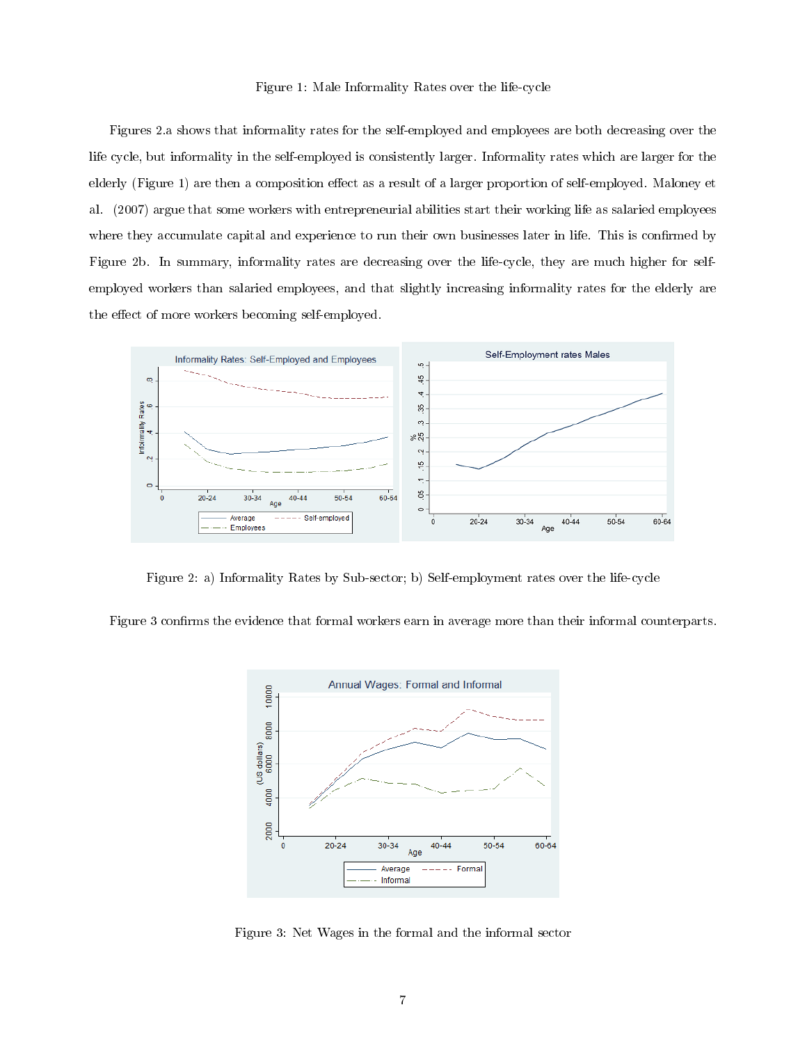Figure 1: Male Informality Rates over the life-cycle

Figures 2.a shows that informality rates for the self-employed and employees are both decreasing over the life cycle, but informality in the self-employed is consistently larger. Informality rates which are larger for the elderly (Figure 1) are then a composition effect as a result of a larger proportion of self-employed. Maloney et al. (2007) argue that some workers with entrepreneurial abilities start their working life as salaried employees where they accumulate capital and experience to run their own businesses later in life. This is confirmed by Figure 2b. In summary, informality rates are decreasing over the life-cycle, they are much higher for self-employed workers than salaried employees, and that slightly increasing informality rates for the elderly are the effect of more workers becoming self-employed.

Figure 2: a) Informality Rates by Sub-sector; b) Self-employment rates over the life-cycle

Figure 3 confirms the evidence that formal workers earn in average more than their informal counterparts.

Figure 3: Net Wages in the formal and the informal sector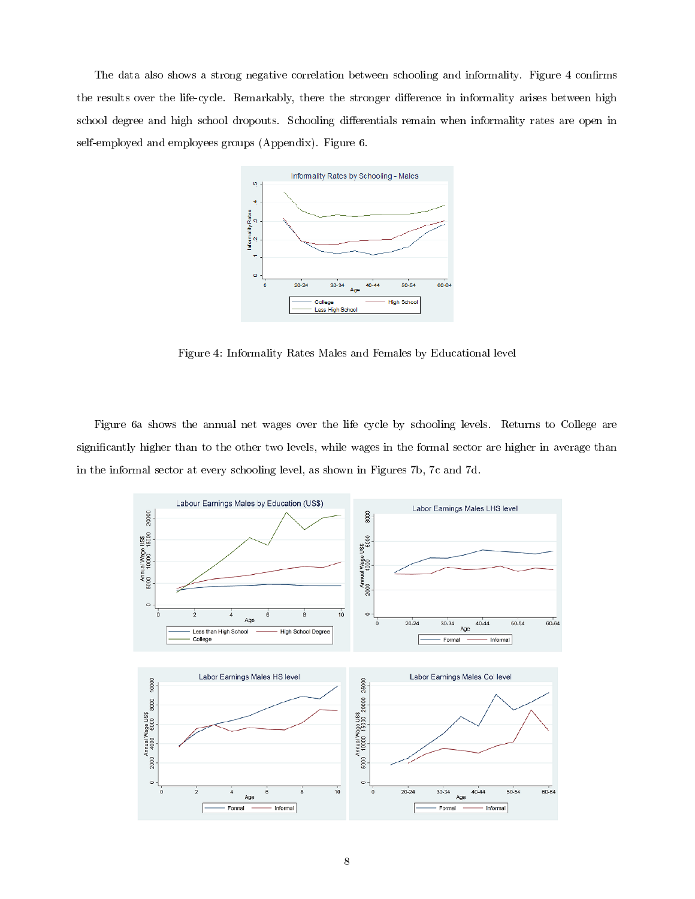The data also shows a strong negative correlation between schooling and informality. Figure 4 confirms the results over the life-cycle. Remarkably, there the stronger difference in informality arises between high school degree and high school dropouts. Schooling differentials remain when informality rates are open in self-employed and employees groups (Appendix). Figure 6.

Figure 4: Informality Rates Males and Females by Educational level

Figure 6a shows the annual net wages over the life cycle by schooling levels. Returns to College are significantly higher than to the other two levels, while wages in the formal sector are higher in average than in the informal sector at every schooling level, as shown in Figures 7b, 7c and 7d.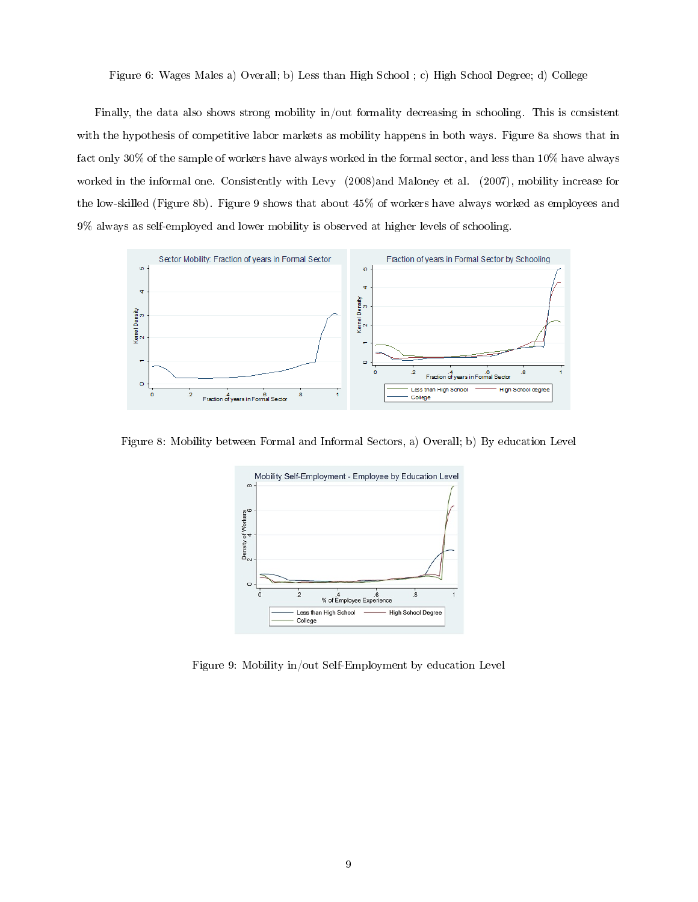Figure 6: Wages Males a) Overall; b) Less than High School ; c) High School Degree; d) College

Finally, the data also shows strong mobility in/out formality decreasing in schooling. This is consistent with the hypothesis of competitive labor markets as mobility happens in both ways. Figure 8a shows that in fact only 30% of the sample of workers have always worked in the formal sector, and less than 10% have always worked in the informal one. Consistently with Levy (2008)and Maloney et al. (2007), mobility increase for the low-skilled (Figure 8b). Figure 9 shows that about 45% of workers have always worked as employees and 9% always as self-employed and lower mobility is observed at higher levels of schooling.

Figure 8: Mobility between Formal and Informal Sectors, a) Overall; b) By education Level

Figure 9: Mobility in/out Self-Employment by education Level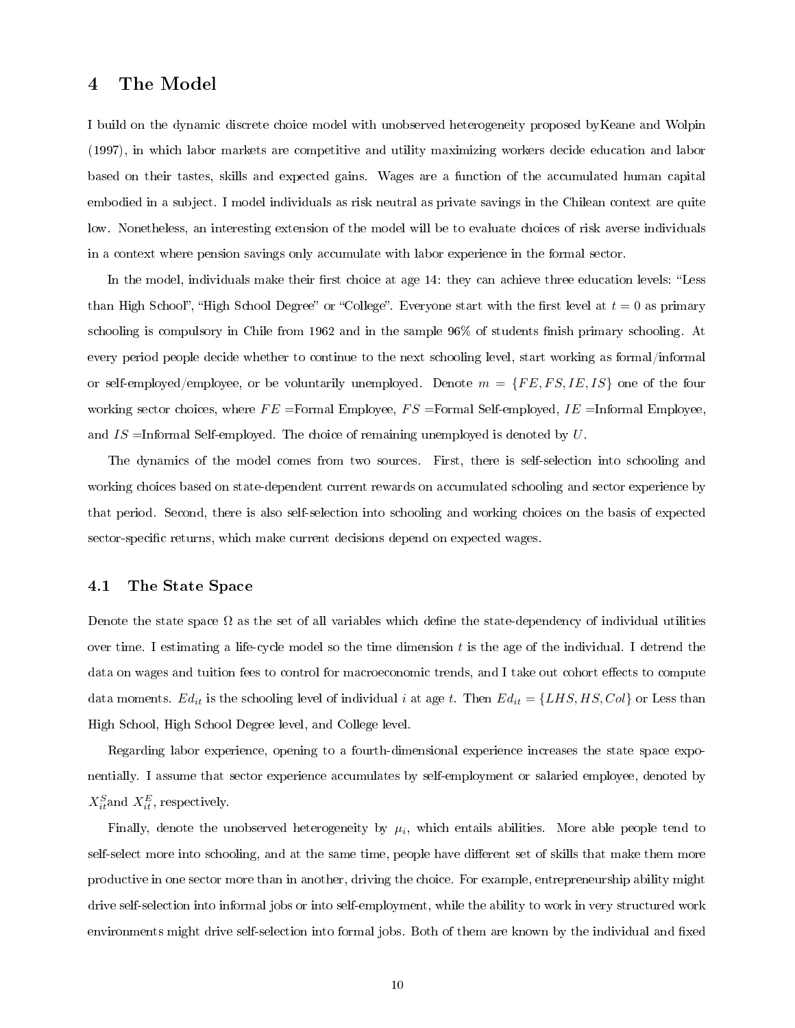# 4 The Model

I build on the dynamic discrete choice model with unobserved heterogeneity proposed byKeane and Wolpin (1997), in which labor markets are competitive and utility maximizing workers decide education and labor based on their tastes, skills and expected gains. Wages are a function of the accumulated human capital embodied in a subject. I model individuals as risk neutral as private savings in the Chilean context are quite low. Nonetheless, an interesting extension of the model will be to evaluate choices of risk averse individuals in a context where pension savings only accumulate with labor experience in the formal sector.

In the model, individuals make their first choice at age 14: they can achieve three education levels: "Less than High School", "High School Degree" or "College". Everyone start with the first level at $t = 0$ as primary schooling is compulsory in Chile from 1962 and in the sample 96% of students finish primary schooling. At every period people decide whether to continue to the next schooling level, start working as formal/informal or self-employed/employee, or be voluntarily unemployed. Denote $m = \{FE, FS, IE, IS\}$ one of the four working sector choices, where $FE$ =Formal Employee, $FS$ =Formal Self-employed, $IE$ =Informal Employee, and $IS$ =Informal Self-employed. The choice of remaining unemployed is denoted by $U$.

The dynamics of the model comes from two sources. First, there is self-selection into schooling and working choices based on state-dependent current rewards on accumulated schooling and sector experience by that period. Second, there is also self-selection into schooling and working choices on the basis of expected sector-specific returns, which make current decisions depend on expected wages.

## 4.1 The State Space

Denote the state space $\Omega$ as the set of all variables which define the state-dependency of individual utilities over time. I estimating a life-cycle model so the time dimension $t$ is the age of the individual. I detrend the data on wages and tuition fees to control for macroeconomic trends, and I take out cohort effects to compute data moments. $Ed_{it}$ is the schooling level of individual $i$ at age $t$. Then $Ed_{it} = \{LHS, HS, Col\}$ or Less than High School, High School Degree level, and College level.

Regarding labor experience, opening to a fourth-dimensional experience increases the state space exponentially. I assume that sector experience accumulates by self-employment or salaried employee, denoted by $X_{it}^{S}$and $X_{it}^{E}$, respectively.

Finally, denote the unobserved heterogeneity by $\mu_i$, which entails abilities. More able people tend to self-select more into schooling, and at the same time, people have different set of skills that make them more productive in one sector more than in another, driving the choice. For example, entrepreneurship ability might drive self-selection into informal jobs or into self-employment, while the ability to work in very structured work environments might drive self-selection into formal jobs. Both of them are known by the individual and fixed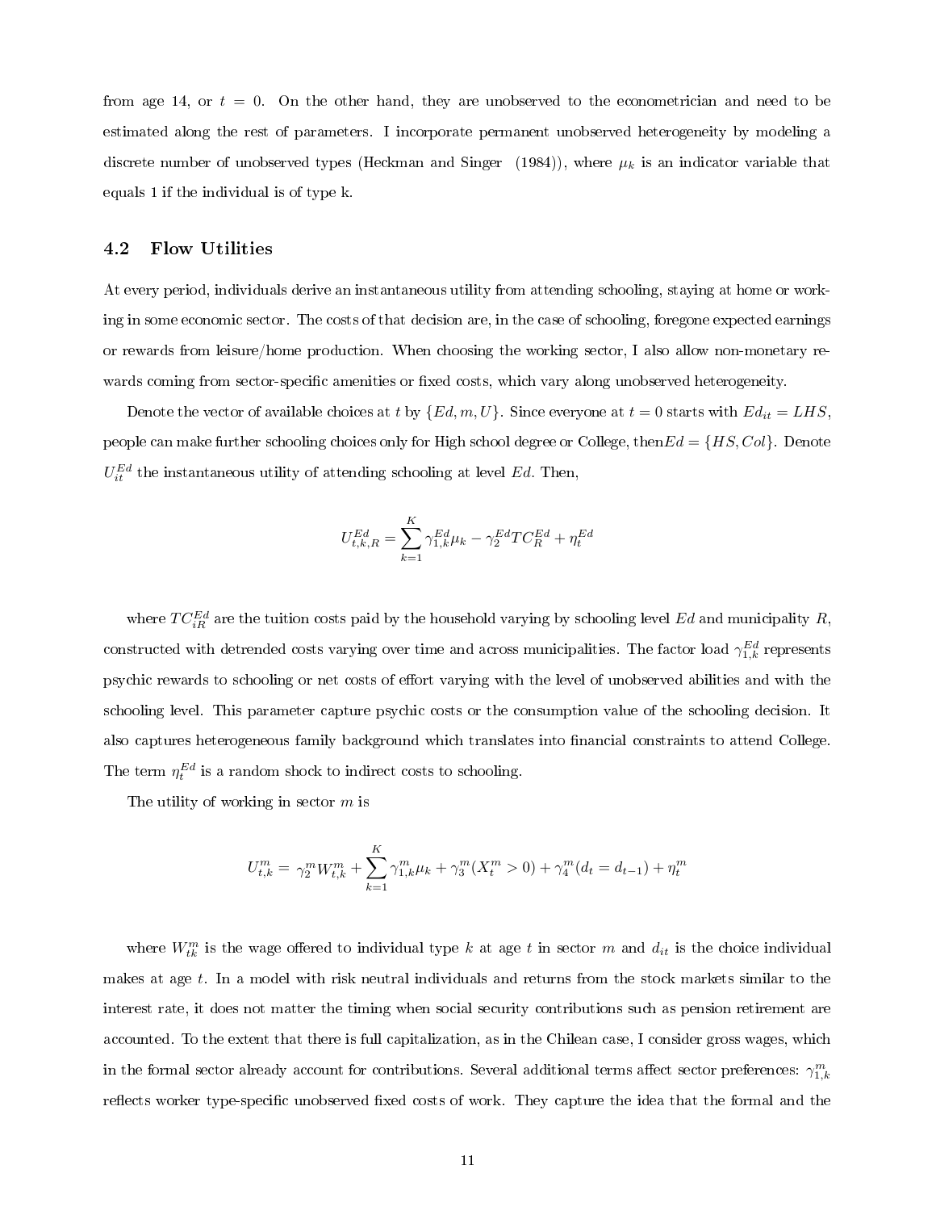from age 14, or $t = 0$. On the other hand, they are unobserved to the econometrician and need to be estimated along the rest of parameters. I incorporate permanent unobserved heterogeneity by modeling a discrete number of unobserved types (Heckman and Singer (1984)), where $\mu_k$ is an indicator variable that equals 1 if the individual is of type k.

## 4.2 Flow Utilities

At every period, individuals derive an instantaneous utility from attending schooling, staying at home or working in some economic sector. The costs of that decision are, in the case of schooling, foregone expected earnings or rewards from leisure/home production. When choosing the working sector, I also allow non-monetary rewards coming from sector-specific amenities or fixed costs, which vary along unobserved heterogeneity.

Denote the vector of available choices at $t$ by $\{Ed, m, U\}$. Since everyone at $t = 0$ starts with $Ed_{it} = LHS$, people can make further schooling choices only for High school degree or College, then$Ed = \{HS, Col\}$. Denote $U_{it}^{Ed}$ the instantaneous utility of attending schooling at level $Ed$. Then,

$$U_{t,k,R}^{Ed} = \sum_{k=1}^{K} \gamma_{1,k}^{Ed} \mu_k - \gamma_2^{Ed} TC_R^{Ed} + \eta_t^{Ed}$$

where $TC_{iR}^{Ed}$ are the tuition costs paid by the household varying by schooling level $Ed$ and municipality $R$, constructed with detrended costs varying over time and across municipalities. The factor load $\gamma_{1,k}^{Ed}$ represents psychic rewards to schooling or net costs of effort varying with the level of unobserved abilities and with the schooling level. This parameter capture psychic costs or the consumption value of the schooling decision. It also captures heterogeneous family background which translates into financial constraints to attend College. The term $\eta_t^{Ed}$ is a random shock to indirect costs to schooling.

The utility of working in sector $m$ is

$$U_{t,k}^{m} = \gamma_2^m W_{t,k}^m + \sum_{k=1}^{K} \gamma_{1,k}^m \mu_k + \gamma_3^m (X_t^m > 0) + \gamma_4^m (d_t = d_{t-1}) + \eta_t^m$$

where $W_{tk}^m$ is the wage offered to individual type $k$ at age $t$ in sector $m$ and $d_{it}$ is the choice individual makes at age $t$. In a model with risk neutral individuals and returns from the stock markets similar to the interest rate, it does not matter the timing when social security contributions such as pension retirement are accounted. To the extent that there is full capitalization, as in the Chilean case, I consider gross wages, which in the formal sector already account for contributions. Several additional terms affect sector preferences: $\gamma_{1,k}^m$ reflects worker type-specific unobserved fixed costs of work. They capture the idea that the formal and the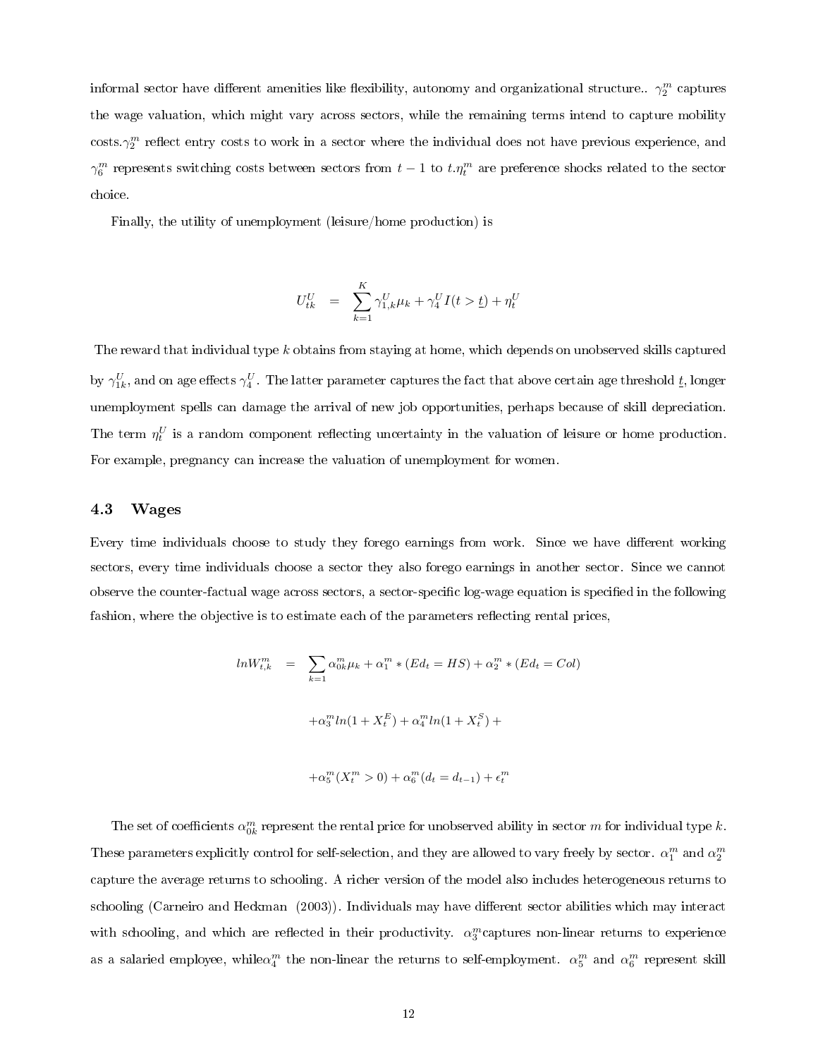informal sector have different amenities like flexibility, autonomy and organizational structure.. $\gamma_2^m$ captures the wage valuation, which might vary across sectors, while the remaining terms intend to capture mobility costs.$\gamma_2^m$ reflect entry costs to work in a sector where the individual does not have previous experience, and $\gamma_6^m$ represents switching costs between sectors from $t-1$ to $t$.$\eta_t^m$ are preference shocks related to the sector choice.

Finally, the utility of unemployment (leisure/home production) is

$$U_{tk}^U = \sum_{k=1}^{K} \gamma_{1,k}^U \mu_k + \gamma_4^U I(t > \underline{t}) + \eta_t^U$$

The reward that individual type $k$ obtains from staying at home, which depends on unobserved skills captured by $\gamma_{1k}^U$, and on age effects $\gamma_4^U$. The latter parameter captures the fact that above certain age threshold $\underline{t}$, longer unemployment spells can damage the arrival of new job opportunities, perhaps because of skill depreciation. The term $\eta_t^U$ is a random component reflecting uncertainty in the valuation of leisure or home production. For example, pregnancy can increase the valuation of unemployment for women.

### 4.3 Wages

Every time individuals choose to study they forego earnings from work. Since we have different working sectors, every time individuals choose a sector they also forego earnings in another sector. Since we cannot observe the counter-factual wage across sectors, a sector-specific log-wage equation is specified in the following fashion, where the objective is to estimate each of the parameters reflecting rental prices,

$$\begin{aligned} lnW_{t,k}^m &= \sum_{k=1} \alpha_{0k}^m \mu_k + \alpha_1^m * (Ed_t = HS) + \alpha_2^m * (Ed_t = Col) \\ &+ \alpha_3^m ln(1 + X_t^E) + \alpha_4^m ln(1 + X_t^S) + \\ &+ \alpha_5^m (X_t^m > 0) + \alpha_6^m (d_t = d_{t-1}) + \epsilon_t^m \end{aligned}$$

The set of coefficients $\alpha_{0k}^m$ represent the rental price for unobserved ability in sector $m$ for individual type $k$. These parameters explicitly control for self-selection, and they are allowed to vary freely by sector. $\alpha_1^m$ and $\alpha_2^m$ capture the average returns to schooling. A richer version of the model also includes heterogeneous returns to schooling (Carneiro and Heckman (2003)). Individuals may have different sector abilities which may interact with schooling, and which are reflected in their productivity. $\alpha_3^m$captures non-linear returns to experience as a salaried employee, while$\alpha_4^m$ the non-linear the returns to self-employment. $\alpha_5^m$ and $\alpha_6^m$ represent skill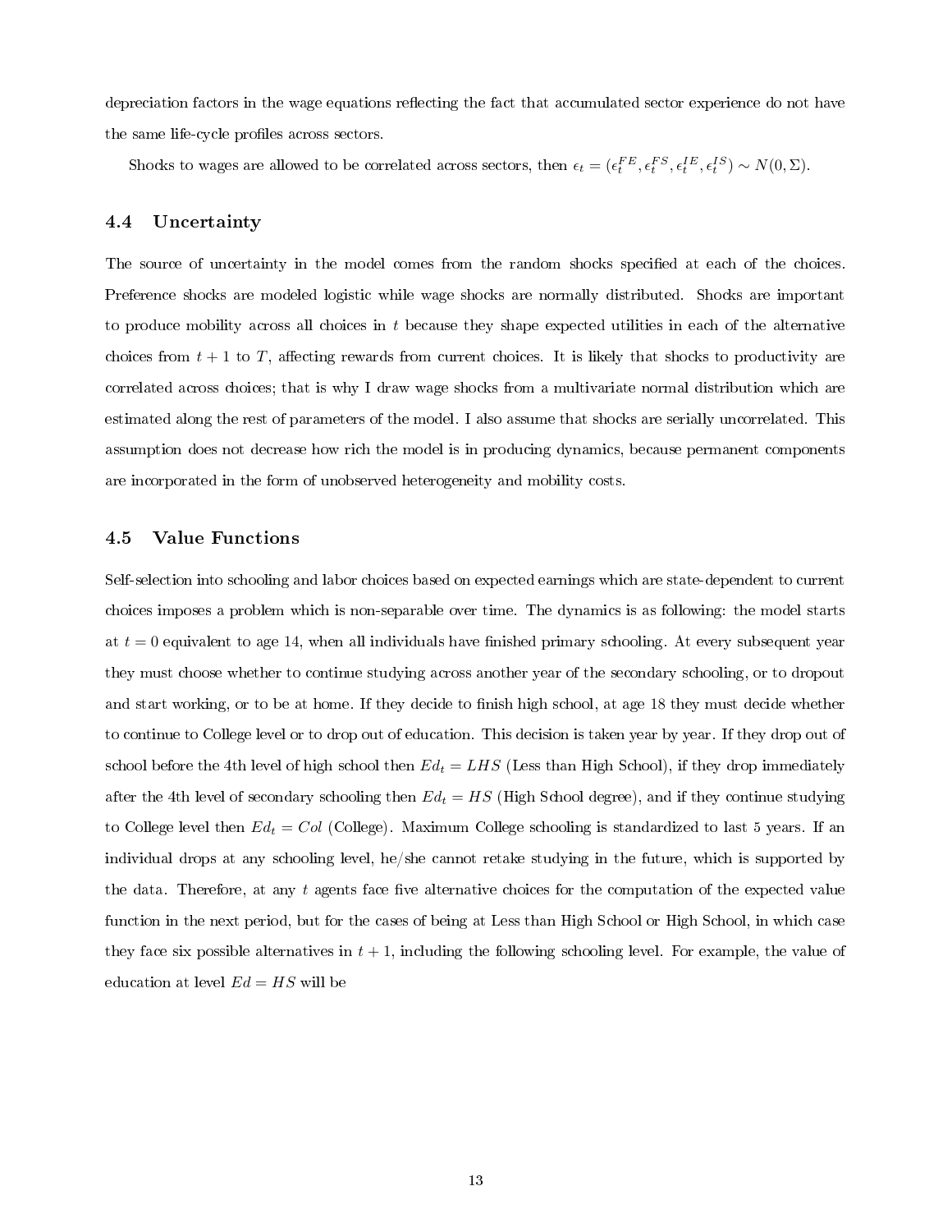depreciation factors in the wage equations reflecting the fact that accumulated sector experience do not have the same life-cycle profiles across sectors.

Shocks to wages are allowed to be correlated across sectors, then $\epsilon_t = (\epsilon_t^{FE}, \epsilon_t^{FS}, \epsilon_t^{IE}, \epsilon_t^{IS}) \sim N(0, \Sigma)$.

## 4.4 Uncertainty

The source of uncertainty in the model comes from the random shocks specified at each of the choices. Preference shocks are modeled logistic while wage shocks are normally distributed. Shocks are important to produce mobility across all choices in $t$ because they shape expected utilities in each of the alternative choices from $t+1$ to $T$, affecting rewards from current choices. It is likely that shocks to productivity are correlated across choices; that is why I draw wage shocks from a multivariate normal distribution which are estimated along the rest of parameters of the model. I also assume that shocks are serially uncorrelated. This assumption does not decrease how rich the model is in producing dynamics, because permanent components are incorporated in the form of unobserved heterogeneity and mobility costs.

## 4.5 Value Functions

Self-selection into schooling and labor choices based on expected earnings which are state-dependent to current choices imposes a problem which is non-separable over time. The dynamics is as following: the model starts at $t = 0$ equivalent to age 14, when all individuals have finished primary schooling. At every subsequent year they must choose whether to continue studying across another year of the secondary schooling, or to dropout and start working, or to be at home. If they decide to finish high school, at age 18 they must decide whether to continue to College level or to drop out of education. This decision is taken year by year. If they drop out of school before the 4th level of high school then $Ed_t = LHS$ (Less than High School), if they drop immediately after the 4th level of secondary schooling then $Ed_t = HS$ (High School degree), and if they continue studying to College level then $Ed_t = Col$ (College). Maximum College schooling is standardized to last 5 years. If an individual drops at any schooling level, he/she cannot retake studying in the future, which is supported by the data. Therefore, at any $t$ agents face five alternative choices for the computation of the expected value function in the next period, but for the cases of being at Less than High School or High School, in which case they face six possible alternatives in $t + 1$, including the following schooling level. For example, the value of education at level $Ed = HS$ will be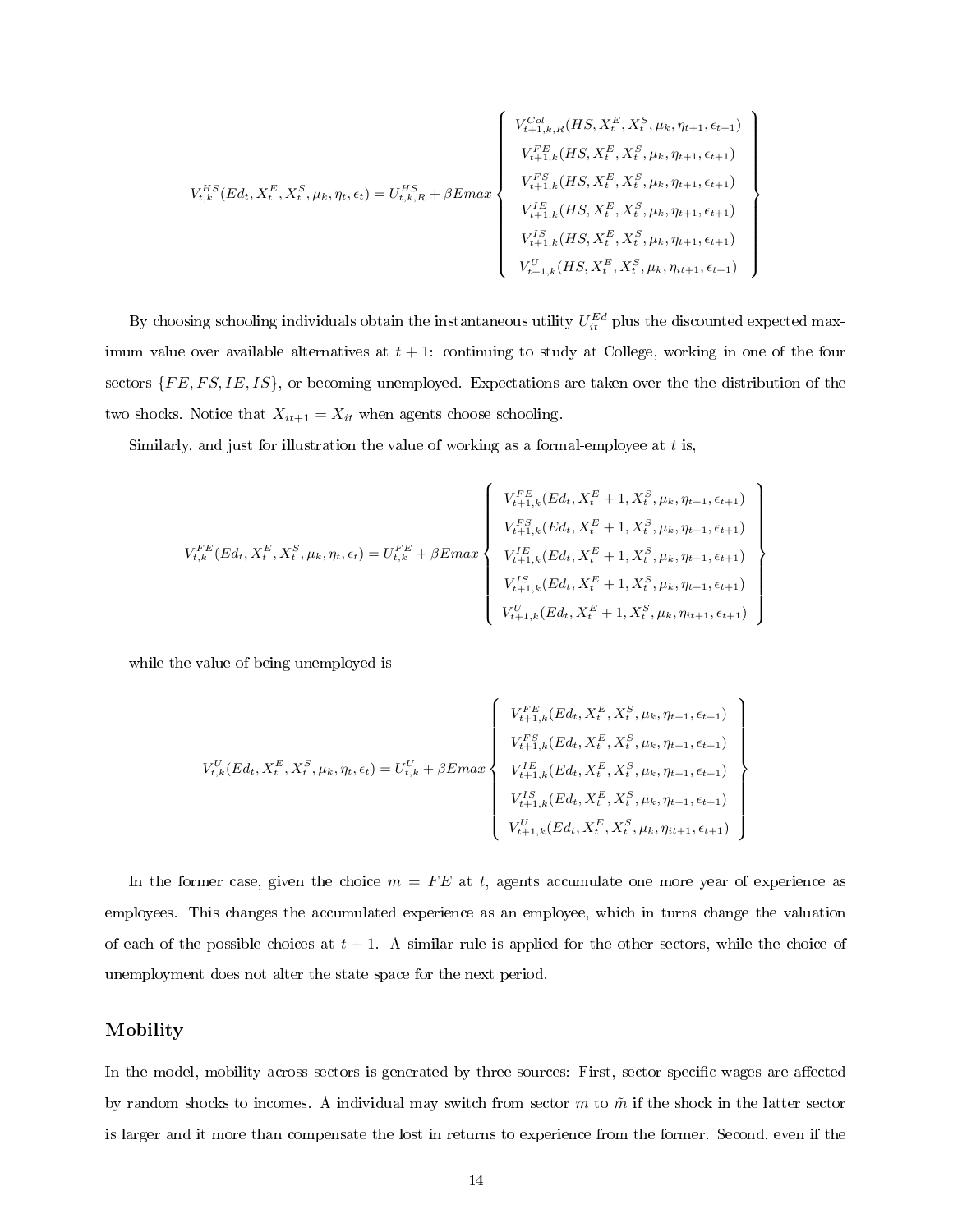$$V_{t,k}^{HS}(Ed_t, X_t^E, X_t^S, \mu_k, \eta_t, \epsilon_t) = U_{t,k,R}^{HS} + \beta E max \left\{ \begin{array}{c} V_{t+1,k,R}^{Col}(HS, X_t^E, X_t^S, \mu_k, \eta_{t+1}, \epsilon_{t+1}) \\ V_{t+1,k}^{FE}(HS, X_t^E, X_t^S, \mu_k, \eta_{t+1}, \epsilon_{t+1}) \\ V_{t+1,k}^{FS}(HS, X_t^E, X_t^S, \mu_k, \eta_{t+1}, \epsilon_{t+1}) \\ V_{t+1,k}^{IE}(HS, X_t^E, X_t^S, \mu_k, \eta_{t+1}, \epsilon_{t+1}) \\ V_{t+1,k}^{IS}(HS, X_t^E, X_t^S, \mu_k, \eta_{t+1}, \epsilon_{t+1}) \\ V_{t+1,k}^{U}(HS, X_t^E, X_t^S, \mu_k, \eta_{it+1}, \epsilon_{t+1}) \end{array} \right\}$$

By choosing schooling individuals obtain the instantaneous utility $U_{it}^{Ed}$ plus the discounted expected maximum value over available alternatives at $t+1$: continuing to study at College, working in one of the four sectors $\{FE, FS, IE, IS\}$, or becoming unemployed. Expectations are taken over the the distribution of the two shocks. Notice that $X_{it+1} = X_{it}$ when agents choose schooling.

Similarly, and just for illustration the value of working as a formal-employee at $t$ is,

$$V_{t,k}^{FE}(Ed_t, X_t^E, X_t^S, \mu_k, \eta_t, \epsilon_t) = U_{t,k}^{FE} + \beta E max \left\{ \begin{array}{c} V_{t+1,k}^{FE}(Ed_t, X_t^E+1, X_t^S, \mu_k, \eta_{t+1}, \epsilon_{t+1}) \\ V_{t+1,k}^{FS}(Ed_t, X_t^E+1, X_t^S, \mu_k, \eta_{t+1}, \epsilon_{t+1}) \\ V_{t+1,k}^{IE}(Ed_t, X_t^E+1, X_t^S, \mu_k, \eta_{t+1}, \epsilon_{t+1}) \\ V_{t+1,k}^{IS}(Ed_t, X_t^E+1, X_t^S, \mu_k, \eta_{t+1}, \epsilon_{t+1}) \\ V_{t+1,k}^{U}(Ed_t, X_t^E+1, X_t^S, \mu_k, \eta_{it+1}, \epsilon_{t+1}) \end{array} \right\}$$

while the value of being unemployed is

$$V_{t,k}^{U}(Ed_t, X_t^E, X_t^S, \mu_k, \eta_t, \epsilon_t) = U_{t,k}^{U} + \beta E max \left\{ \begin{array}{c} V_{t+1,k}^{FE}(Ed_t, X_t^E, X_t^S, \mu_k, \eta_{t+1}, \epsilon_{t+1}) \\ V_{t+1,k}^{FS}(Ed_t, X_t^E, X_t^S, \mu_k, \eta_{t+1}, \epsilon_{t+1}) \\ V_{t+1,k}^{IE}(Ed_t, X_t^E, X_t^S, \mu_k, \eta_{t+1}, \epsilon_{t+1}) \\ V_{t+1,k}^{IS}(Ed_t, X_t^E, X_t^S, \mu_k, \eta_{t+1}, \epsilon_{t+1}) \\ V_{t+1,k}^{U}(Ed_t, X_t^E, X_t^S, \mu_k, \eta_{it+1}, \epsilon_{t+1}) \end{array} \right\}$$

In the former case, given the choice $m = FE$ at $t$, agents accumulate one more year of experience as employees. This changes the accumulated experience as an employee, which in turns change the valuation of each of the possible choices at $t+1$. A similar rule is applied for the other sectors, while the choice of unemployment does not alter the state space for the next period.

## Mobility

In the model, mobility across sectors is generated by three sources: First, sector-specific wages are affected by random shocks to incomes. A individual may switch from sector $m$ to $\tilde{m}$ if the shock in the latter sector is larger and it more than compensate the lost in returns to experience from the former. Second, even if the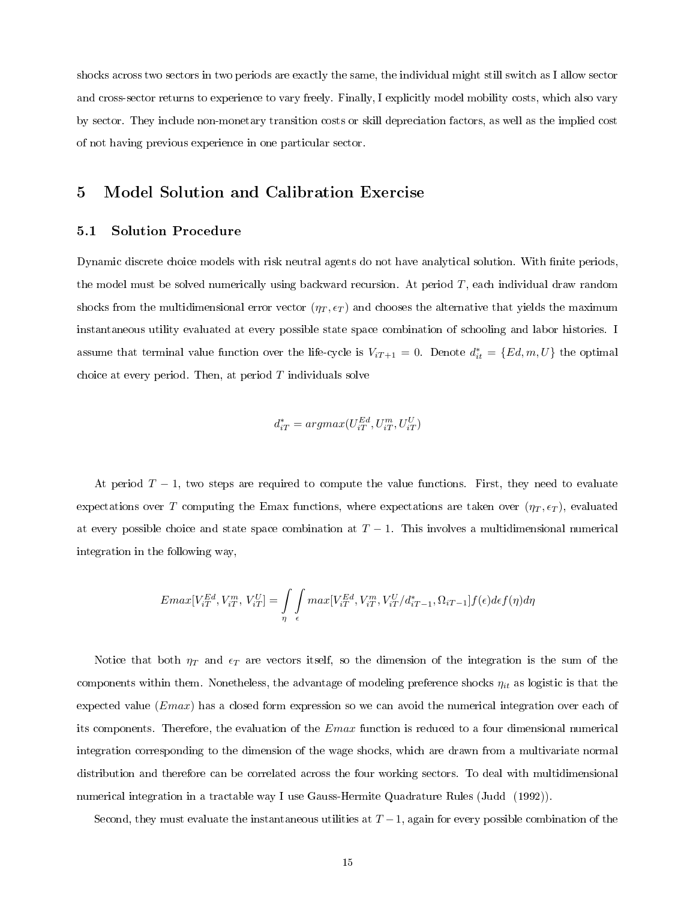shocks across two sectors in two periods are exactly the same, the individual might still switch as I allow sector and cross-sector returns to experience to vary freely. Finally, I explicitly model mobility costs, which also vary by sector. They include non-monetary transition costs or skill depreciation factors, as well as the implied cost of not having previous experience in one particular sector.

# 5 Model Solution and Calibration Exercise

## 5.1 Solution Procedure

Dynamic discrete choice models with risk neutral agents do not have analytical solution. With finite periods, the model must be solved numerically using backward recursion. At period $T$, each individual draw random shocks from the multidimensional error vector $(\eta_T, \epsilon_T)$ and chooses the alternative that yields the maximum instantaneous utility evaluated at every possible state space combination of schooling and labor histories. I assume that terminal value function over the life-cycle is $V_{iT+1} = 0$. Denote $d^*_{it} = \{Ed, m, U\}$ the optimal choice at every period. Then, at period $T$ individuals solve

$$d^*_{iT} = argmax(U^{Ed}_{iT}, U^m_{iT}, U^U_{iT})$$

At period $T-1$, two steps are required to compute the value functions. First, they need to evaluate expectations over $T$ computing the Emax functions, where expectations are taken over $(\eta_T, \epsilon_T)$, evaluated at every possible choice and state space combination at $T-1$. This involves a multidimensional numerical integration in the following way,

$$Emax[V^{Ed}_{iT}, V^m_{iT}, V^U_{iT}] = \int_\eta \int_\epsilon max[V^{Ed}_{iT}, V^m_{iT}, V^U_{iT}/d^*_{iT-1}, \Omega_{iT-1}]f(\epsilon)d\epsilon f(\eta)d\eta$$

Notice that both $\eta_T$ and $\epsilon_T$ are vectors itself, so the dimension of the integration is the sum of the components within them. Nonetheless, the advantage of modeling preference shocks $\eta_{it}$ as logistic is that the expected value ($Emax$) has a closed form expression so we can avoid the numerical integration over each of its components. Therefore, the evaluation of the $Emax$ function is reduced to a four dimensional numerical integration corresponding to the dimension of the wage shocks, which are drawn from a multivariate normal distribution and therefore can be correlated across the four working sectors. To deal with multidimensional numerical integration in a tractable way I use Gauss-Hermite Quadrature Rules (Judd (1992)).

Second, they must evaluate the instantaneous utilities at $T-1$, again for every possible combination of the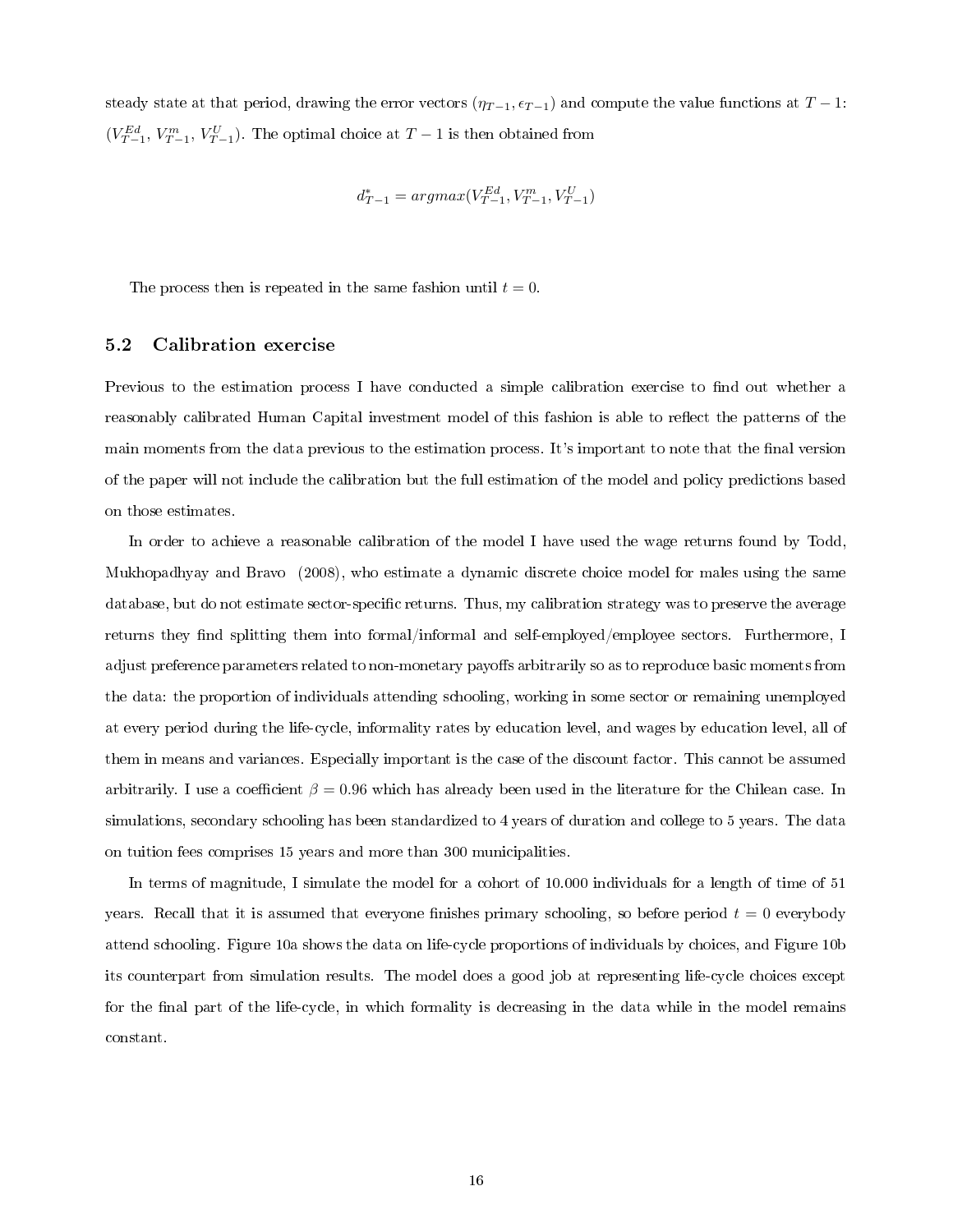steady state at that period, drawing the error vectors $(\eta_{T-1}, \epsilon_{T-1})$ and compute the value functions at $T-1$: $(V^{Ed}_{T-1}, V^{m}_{T-1}, V^{U}_{T-1})$. The optimal choice at $T-1$ is then obtained from

$$d^*_{T-1} = argmax(V^{Ed}_{T-1}, V^{m}_{T-1}, V^{U}_{T-1})$$

The process then is repeated in the same fashion until $t = 0$.

## 5.2 Calibration exercise

Previous to the estimation process I have conducted a simple calibration exercise to find out whether a reasonably calibrated Human Capital investment model of this fashion is able to reflect the patterns of the main moments from the data previous to the estimation process. It's important to note that the final version of the paper will not include the calibration but the full estimation of the model and policy predictions based on those estimates.

In order to achieve a reasonable calibration of the model I have used the wage returns found by Todd, Mukhopadhyay and Bravo (2008), who estimate a dynamic discrete choice model for males using the same database, but do not estimate sector-specific returns. Thus, my calibration strategy was to preserve the average returns they find splitting them into formal/informal and self-employed/employee sectors. Furthermore, I adjust preference parameters related to non-monetary payoffs arbitrarily so as to reproduce basic moments from the data: the proportion of individuals attending schooling, working in some sector or remaining unemployed at every period during the life-cycle, informality rates by education level, and wages by education level, all of them in means and variances. Especially important is the case of the discount factor. This cannot be assumed arbitrarily. I use a coefficient $\beta = 0.96$ which has already been used in the literature for the Chilean case. In simulations, secondary schooling has been standardized to 4 years of duration and college to 5 years. The data on tuition fees comprises 15 years and more than 300 municipalities.

In terms of magnitude, I simulate the model for a cohort of 10.000 individuals for a length of time of 51 years. Recall that it is assumed that everyone finishes primary schooling, so before period $t = 0$ everybody attend schooling. Figure 10a shows the data on life-cycle proportions of individuals by choices, and Figure 10b its counterpart from simulation results. The model does a good job at representing life-cycle choices except for the final part of the life-cycle, in which formality is decreasing in the data while in the model remains constant.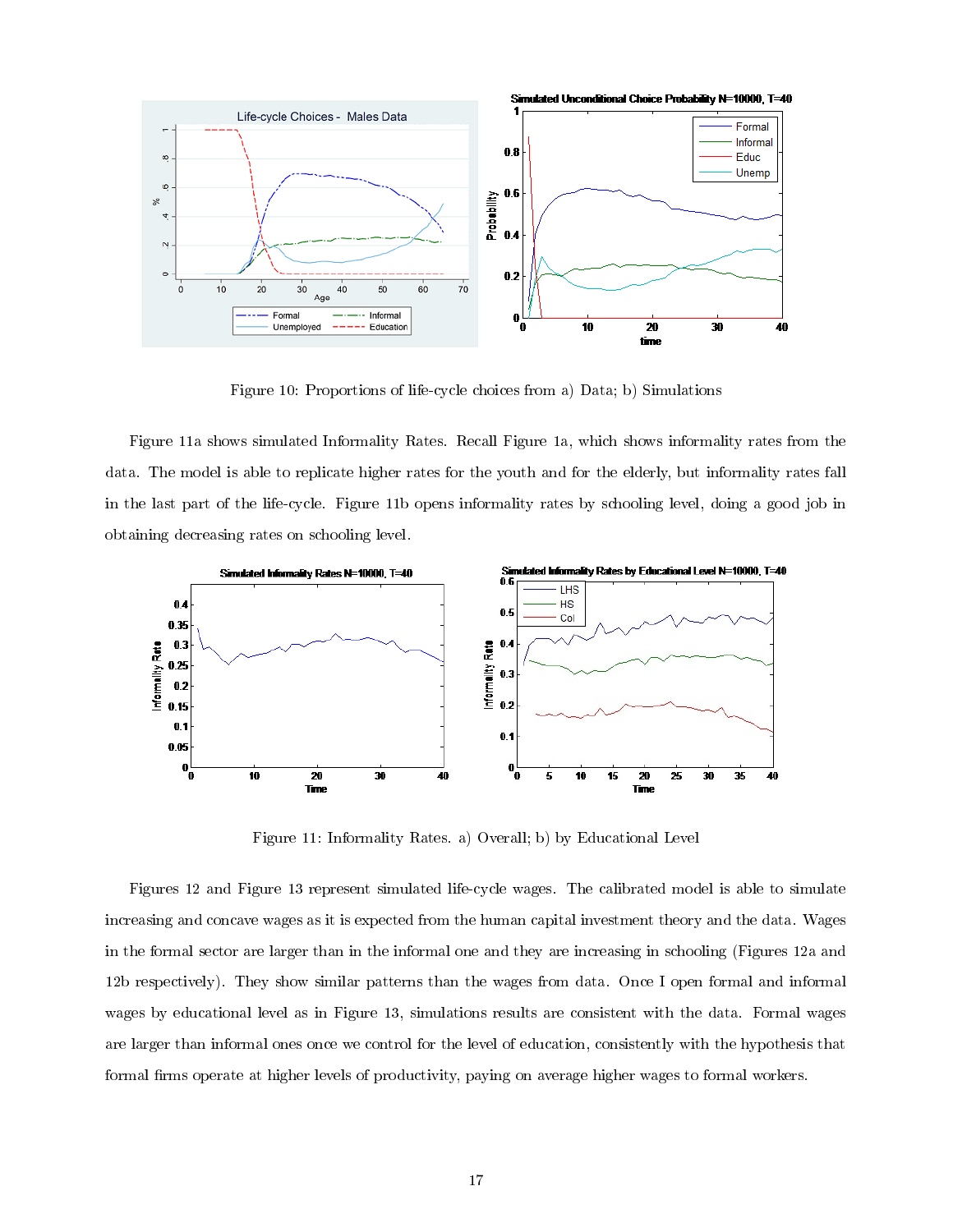Figure 10: Proportions of life-cycle choices from a) Data; b) Simulations

Figure 11a shows simulated Informality Rates. Recall Figure 1a, which shows informality rates from the data. The model is able to replicate higher rates for the youth and for the elderly, but informality rates fall in the last part of the life-cycle. Figure 11b opens informality rates by schooling level, doing a good job in obtaining decreasing rates on schooling level.

Figure 11: Informality Rates. a) Overall; b) by Educational Level

Figures 12 and Figure 13 represent simulated life-cycle wages. The calibrated model is able to simulate increasing and concave wages as it is expected from the human capital investment theory and the data. Wages in the formal sector are larger than in the informal one and they are increasing in schooling (Figures 12a and 12b respectively). They show similar patterns than the wages from data. Once I open formal and informal wages by educational level as in Figure 13, simulations results are consistent with the data. Formal wages are larger than informal ones once we control for the level of education, consistently with the hypothesis that formal firms operate at higher levels of productivity, paying on average higher wages to formal workers.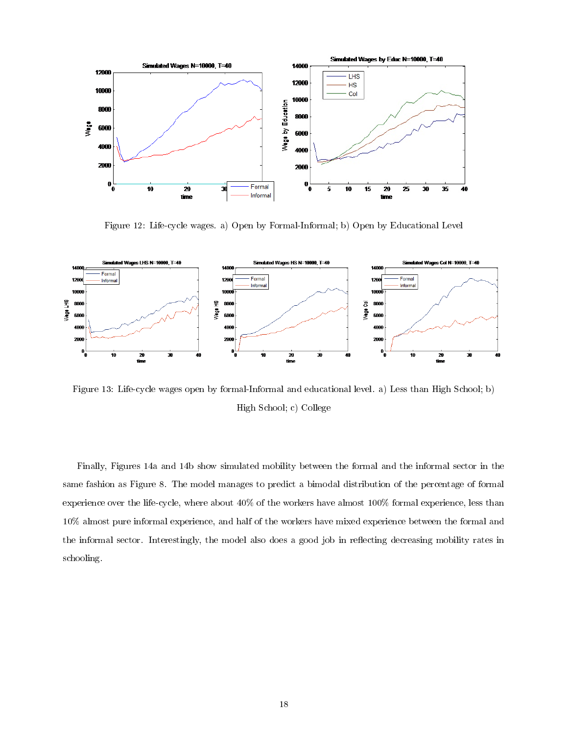Figure 12: Life-cycle wages. a) Open by Formal-Informal; b) Open by Educational Level

Figure 13: Life-cycle wages open by formal-Informal and educational level. a) Less than High School; b) High School; c) College

Finally, Figures 14a and 14b show simulated mobility between the formal and the informal sector in the same fashion as Figure 8. The model manages to predict a bimodal distribution of the percentage of formal experience over the life-cycle, where about 40% of the workers have almost 100% formal experience, less than 10% almost pure informal experience, and half of the workers have mixed experience between the formal and the informal sector. Interestingly, the model also does a good job in reflecting decreasing mobility rates in schooling.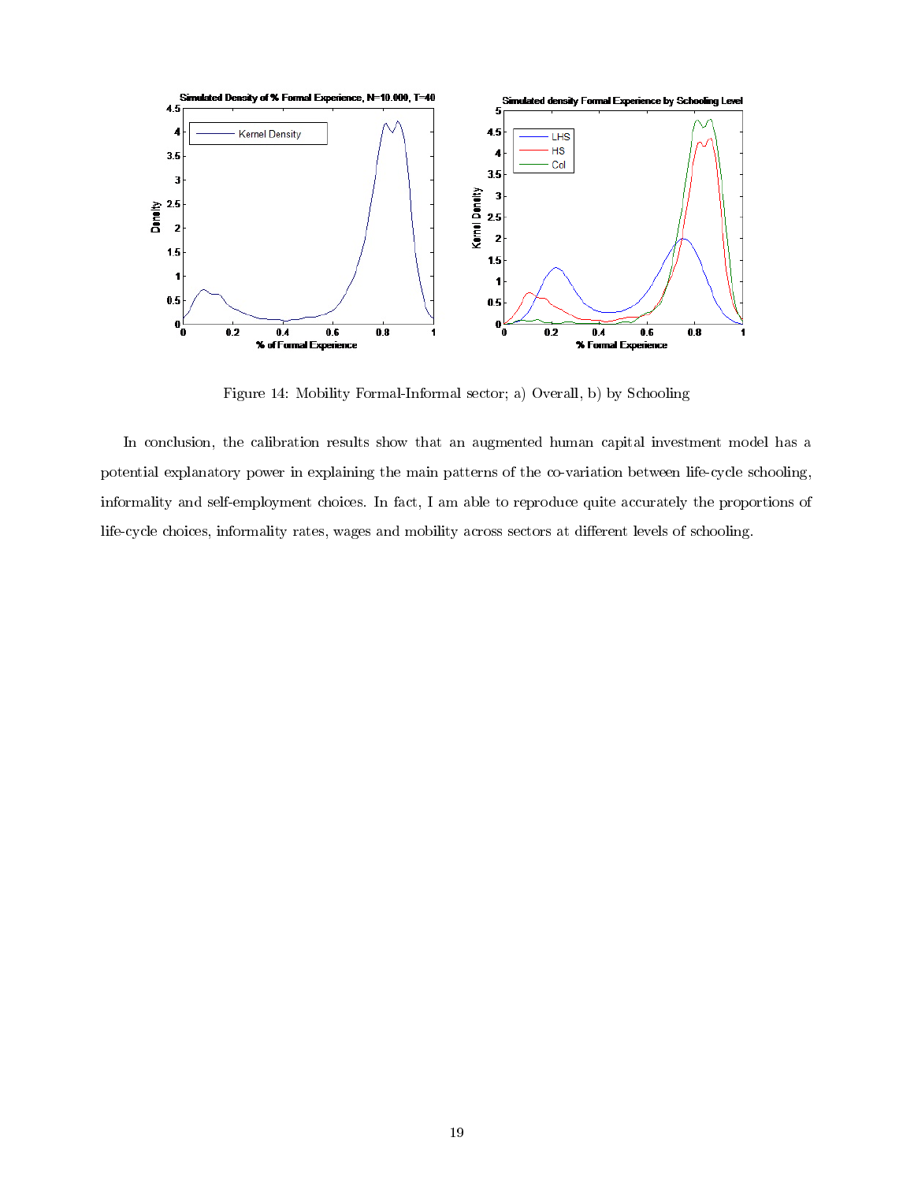Figure 14: Mobility Formal-Informal sector; a) Overall, b) by Schooling

In conclusion, the calibration results show that an augmented human capital investment model has a potential explanatory power in explaining the main patterns of the co-variation between life-cycle schooling, informality and self-employment choices. In fact, I am able to reproduce quite accurately the proportions of life-cycle choices, informality rates, wages and mobility across sectors at different levels of schooling.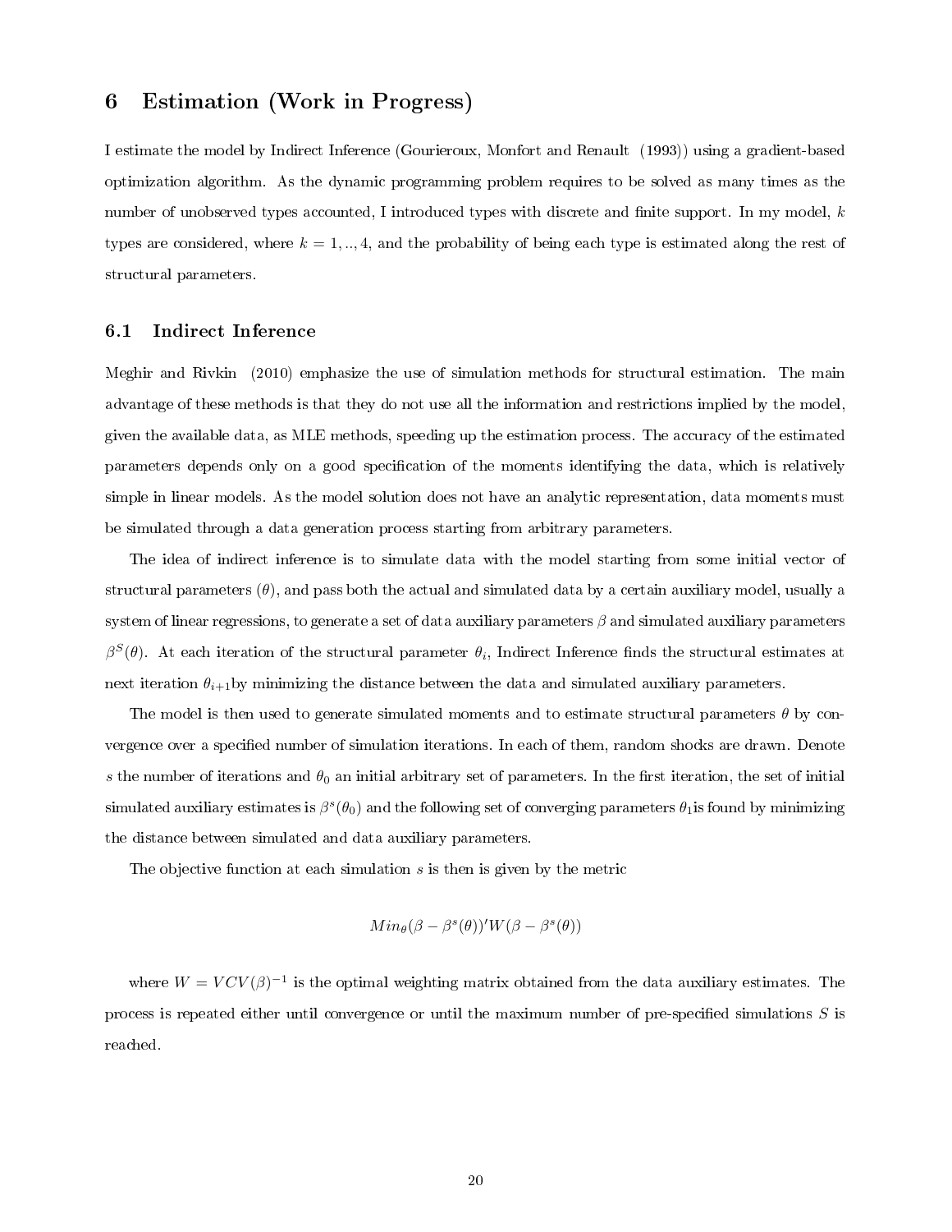# 6 Estimation (Work in Progress)

I estimate the model by Indirect Inference (Gourieroux, Monfort and Renault (1993)) using a gradient-based optimization algorithm. As the dynamic programming problem requires to be solved as many times as the number of unobserved types accounted, I introduced types with discrete and finite support. In my model, $k$ types are considered, where $k = 1, .., 4$, and the probability of being each type is estimated along the rest of structural parameters.

## 6.1 Indirect Inference

Meghir and Rivkin (2010) emphasize the use of simulation methods for structural estimation. The main advantage of these methods is that they do not use all the information and restrictions implied by the model, given the available data, as MLE methods, speeding up the estimation process. The accuracy of the estimated parameters depends only on a good specification of the moments identifying the data, which is relatively simple in linear models. As the model solution does not have an analytic representation, data moments must be simulated through a data generation process starting from arbitrary parameters.

The idea of indirect inference is to simulate data with the model starting from some initial vector of structural parameters ($\theta$), and pass both the actual and simulated data by a certain auxiliary model, usually a system of linear regressions, to generate a set of data auxiliary parameters $\beta$ and simulated auxiliary parameters $\beta^S(\theta)$. At each iteration of the structural parameter $\theta_i$, Indirect Inference finds the structural estimates at next iteration $\theta_{i+1}$by minimizing the distance between the data and simulated auxiliary parameters.

The model is then used to generate simulated moments and to estimate structural parameters $\theta$ by convergence over a specified number of simulation iterations. In each of them, random shocks are drawn. Denote $s$ the number of iterations and $\theta_0$ an initial arbitrary set of parameters. In the first iteration, the set of initial simulated auxiliary estimates is $\beta^s(\theta_0)$ and the following set of converging parameters $\theta_1$is found by minimizing the distance between simulated and data auxiliary parameters.

The objective function at each simulation $s$ is then is given by the metric

$$Min_{\theta}(\beta - \beta^s(\theta))'W(\beta - \beta^s(\theta))$$

where $W = VCV(\beta)^{-1}$ is the optimal weighting matrix obtained from the data auxiliary estimates. The process is repeated either until convergence or until the maximum number of pre-specified simulations $S$ is reached.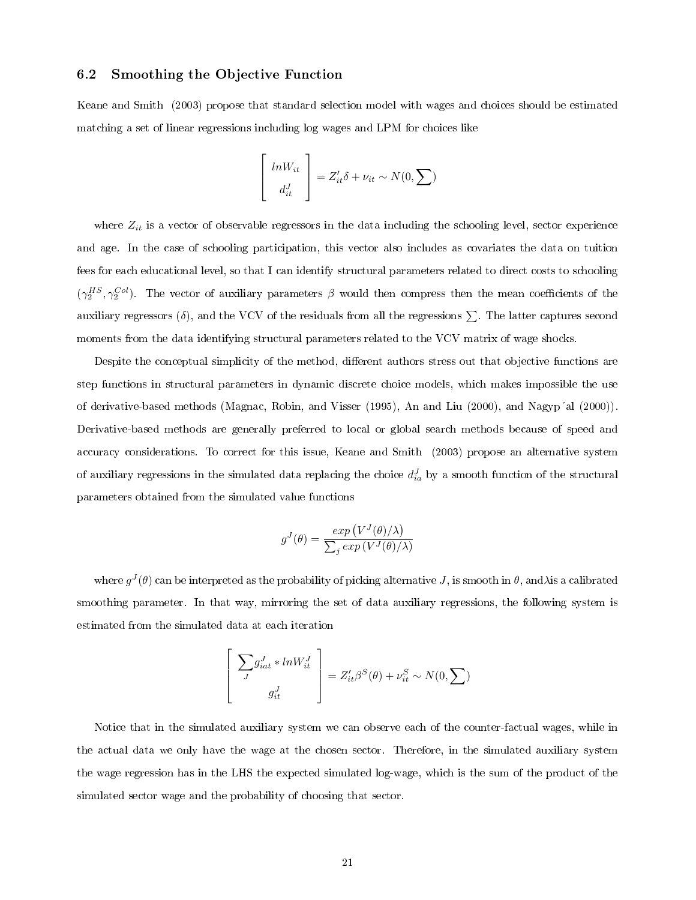## 6.2 Smoothing the Objective Function

Keane and Smith (2003) propose that standard selection model with wages and choices should be estimated matching a set of linear regressions including log wages and LPM for choices like

$$\begin{bmatrix} lnW_{it} \\ d_{it}^{J} \end{bmatrix} = Z_{it}'\delta + \nu_{it} \sim N(0, \sum)$$

where $Z_{it}$ is a vector of observable regressors in the data including the schooling level, sector experience and age. In the case of schooling participation, this vector also includes as covariates the data on tuition fees for each educational level, so that I can identify structural parameters related to direct costs to schooling ($\gamma_2^{HS}, \gamma_2^{Col}$). The vector of auxiliary parameters $\beta$ would then compress then the mean coefficients of the auxiliary regressors ($\delta$), and the VCV of the residuals from all the regressions $\sum$. The latter captures second moments from the data identifying structural parameters related to the VCV matrix of wage shocks.

Despite the conceptual simplicity of the method, different authors stress out that objective functions are step functions in structural parameters in dynamic discrete choice models, which makes impossible the use of derivative-based methods (Magnac, Robin, and Visser (1995), An and Liu (2000), and Nagyp´al (2000)). Derivative-based methods are generally preferred to local or global search methods because of speed and accuracy considerations. To correct for this issue, Keane and Smith (2003) propose an alternative system of auxiliary regressions in the simulated data replacing the choice $d_{ia}^{J}$ by a smooth function of the structural parameters obtained from the simulated value functions

$$g^{J}(\theta) = \frac{exp\left(V^{J}(\theta)/\lambda\right)}{\sum_{j} exp\left(V^{J}(\theta)/\lambda\right)}$$

where $g^{J}(\theta)$ can be interpreted as the probability of picking alternative $J$, is smooth in $\theta$, and$\lambda$is a calibrated smoothing parameter. In that way, mirroring the set of data auxiliary regressions, the following system is estimated from the simulated data at each iteration

$$\begin{bmatrix} \sum_{J} g_{iat}^{J} * lnW_{it}^{J} \\ g_{it}^{J} \end{bmatrix} = Z_{it}'\beta^{S}(\theta) + \nu_{it}^{S} \sim N(0, \sum)$$

Notice that in the simulated auxiliary system we can observe each of the counter-factual wages, while in the actual data we only have the wage at the chosen sector. Therefore, in the simulated auxiliary system the wage regression has in the LHS the expected simulated log-wage, which is the sum of the product of the simulated sector wage and the probability of choosing that sector.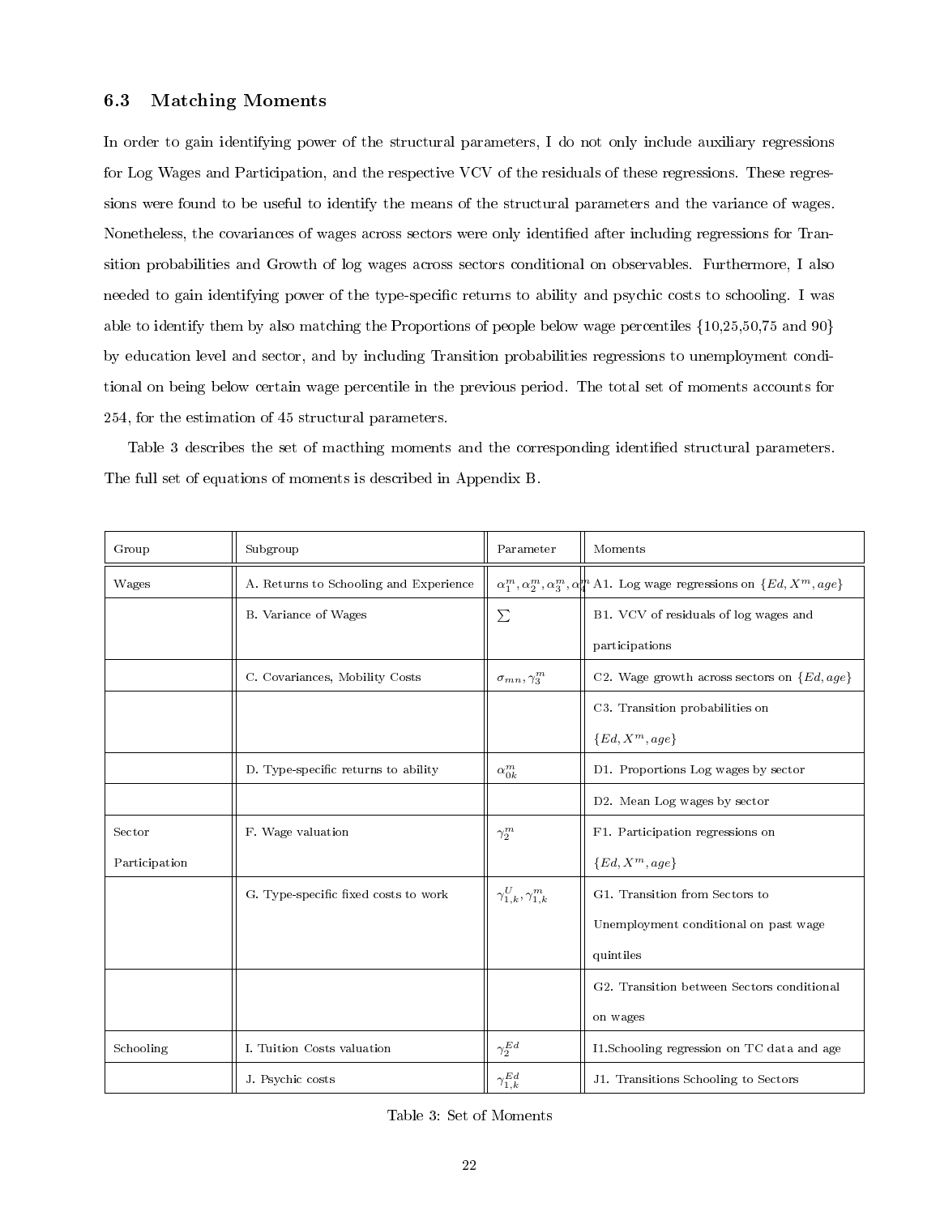### 6.3 Matching Moments

In order to gain identifying power of the structural parameters, I do not only include auxiliary regressions for Log Wages and Participation, and the respective VCV of the residuals of these regressions. These regressions were found to be useful to identify the means of the structural parameters and the variance of wages. Nonetheless, the covariances of wages across sectors were only identified after including regressions for Transition probabilities and Growth of log wages across sectors conditional on observables. Furthermore, I also needed to gain identifying power of the type-specific returns to ability and psychic costs to schooling. I was able to identify them by also matching the Proportions of people below wage percentiles {10,25,50,75 and 90} by education level and sector, and by including Transition probabilities regressions to unemployment conditional on being below certain wage percentile in the previous period. The total set of moments accounts for 254, for the estimation of 45 structural parameters.

Table 3 describes the set of macthing moments and the corresponding identified structural parameters. The full set of equations of moments is described in Appendix B.

| Group | Subgroup | Parameter | Moments |
|---|---|---|---|
| Wages | A. Returns to Schooling and Experience | $\alpha_1^m, \alpha_2^m, \alpha_3^m, \alpha_4^m$ | A1. Log wage regressions on $\{Ed, X^m, age\}$ |
| | B. Variance of Wages | $\sum$ | B1. VCV of residuals of log wages and participations |
| | C. Covariances, Mobility Costs | $\sigma_{mn}, \gamma_3^m$ | C2. Wage growth across sectors on $\{Ed, age\}$ |
| | | | C3. Transition probabilities on $\{Ed, X^m, age\}$ |
| | D. Type-specific returns to ability | $\alpha_{0k}^m$ | D1. Proportions Log wages by sector |
| | | | D2. Mean Log wages by sector |
| Sector Participation | F. Wage valuation | $\gamma_2^m$ | F1. Participation regressions on $\{Ed, X^m, age\}$ |
| | G. Type-specific fixed costs to work | $\gamma_{1,k}^U, \gamma_{1,k}^m$ | G1. Transition from Sectors to Unemployment conditional on past wage quintiles |
| | | | G2. Transition between Sectors conditional on wages |
| Schooling | I. Tuition Costs valuation | $\gamma_2^{Ed}$ | I1.Schooling regression on TC data and age |
| | J. Psychic costs | $\gamma_{1,k}^{Ed}$ | J1. Transitions Schooling to Sectors |

Table 3: Set of Moments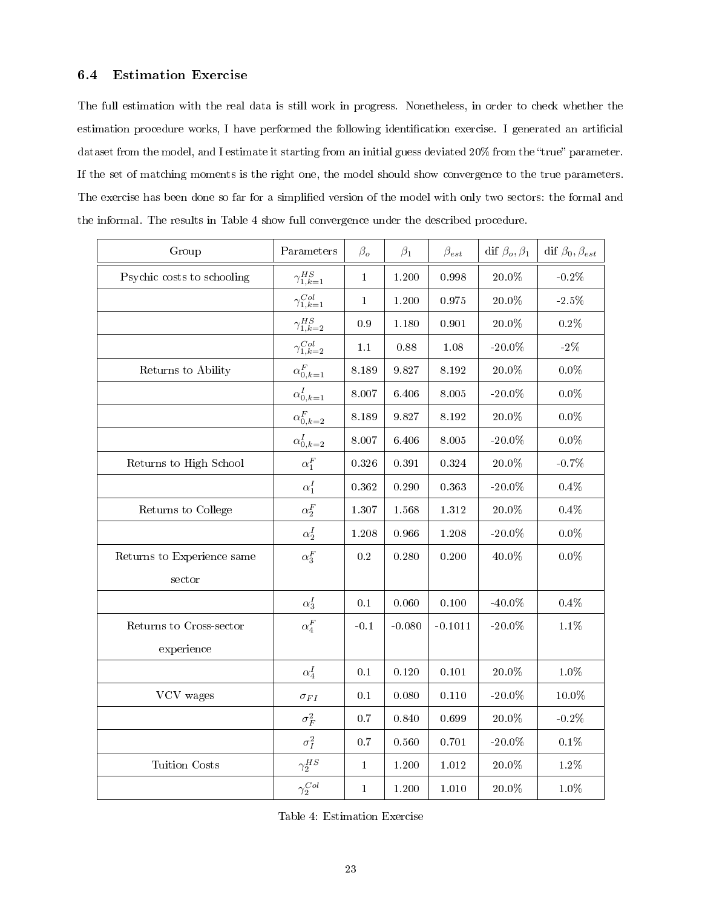## 6.4 Estimation Exercise

The full estimation with the real data is still work in progress. Nonetheless, in order to check whether the estimation procedure works, I have performed the following identification exercise. I generated an artificial dataset from the model, and I estimate it starting from an initial guess deviated 20% from the "true" parameter. If the set of matching moments is the right one, the model should show convergence to the true parameters. The exercise has been done so far for a simplified version of the model with only two sectors: the formal and the informal. The results in Table 4 show full convergence under the described procedure.

| Group | Parameters | $\beta_o$ | $\beta_1$ | $\beta_{est}$ | dif $\beta_o, \beta_1$ | dif $\beta_0, \beta_{est}$ |
|---|---|---|---|---|---|---|
| Psychic costs to schooling | $\gamma_{1,k=1}^{HS}$ | 1 | 1.200 | 0.998 | 20.0% | -0.2% |
| | $\gamma_{1,k=1}^{Col}$ | 1 | 1.200 | 0.975 | 20.0% | -2.5% |
| | $\gamma_{1,k=2}^{HS}$ | 0.9 | 1.180 | 0.901 | 20.0% | 0.2% |
| | $\gamma_{1,k=2}^{Col}$ | 1.1 | 0.88 | 1.08 | -20.0% | -2% |
| Returns to Ability | $\alpha_{0,k=1}^{F}$ | 8.189 | 9.827 | 8.192 | 20.0% | 0.0% |
| | $\alpha_{0,k=1}^{I}$ | 8.007 | 6.406 | 8.005 | -20.0% | 0.0% |
| | $\alpha_{0,k=2}^{F}$ | 8.189 | 9.827 | 8.192 | 20.0% | 0.0% |
| | $\alpha_{0,k=2}^{I}$ | 8.007 | 6.406 | 8.005 | -20.0% | 0.0% |
| Returns to High School | $\alpha_1^F$ | 0.326 | 0.391 | 0.324 | 20.0% | -0.7% |
| | $\alpha_1^I$ | 0.362 | 0.290 | 0.363 | -20.0% | 0.4% |
| Returns to College | $\alpha_2^F$ | 1.307 | 1.568 | 1.312 | 20.0% | 0.4% |
| | $\alpha_2^I$ | 1.208 | 0.966 | 1.208 | -20.0% | 0.0% |
| Returns to Experience same sector | $\alpha_3^F$ | 0.2 | 0.280 | 0.200 | 40.0% | 0.0% |
| | $\alpha_3^I$ | 0.1 | 0.060 | 0.100 | -40.0% | 0.4% |
| Returns to Cross-sector experience | $\alpha_4^F$ | -0.1 | -0.080 | -0.1011 | -20.0% | 1.1% |
| | $\alpha_4^I$ | 0.1 | 0.120 | 0.101 | 20.0% | 1.0% |
| VCV wages | $\sigma_{FI}$ | 0.1 | 0.080 | 0.110 | -20.0% | 10.0% |
| | $\sigma_F^2$ | 0.7 | 0.840 | 0.699 | 20.0% | -0.2% |
| | $\sigma_I^2$ | 0.7 | 0.560 | 0.701 | -20.0% | 0.1% |
| Tuition Costs | $\gamma_2^{HS}$ | 1 | 1.200 | 1.012 | 20.0% | 1.2% |
| | $\gamma_2^{Col}$ | 1 | 1.200 | 1.010 | 20.0% | 1.0% |

Table 4: Estimation Exercise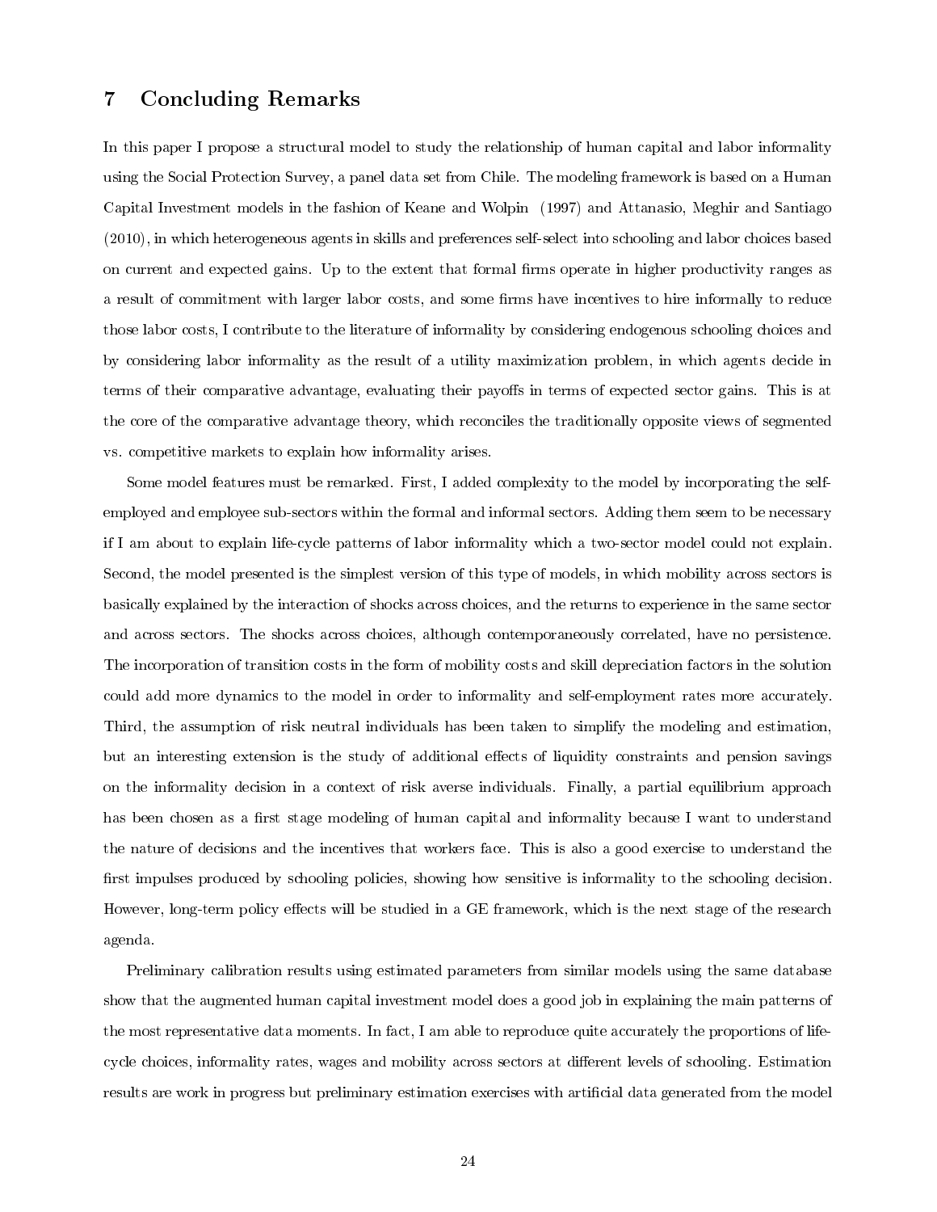## 7 Concluding Remarks

In this paper I propose a structural model to study the relationship of human capital and labor informality using the Social Protection Survey, a panel data set from Chile. The modeling framework is based on a Human Capital Investment models in the fashion of Keane and Wolpin (1997) and Attanasio, Meghir and Santiago (2010), in which heterogeneous agents in skills and preferences self-select into schooling and labor choices based on current and expected gains. Up to the extent that formal firms operate in higher productivity ranges as a result of commitment with larger labor costs, and some firms have incentives to hire informally to reduce those labor costs, I contribute to the literature of informality by considering endogenous schooling choices and by considering labor informality as the result of a utility maximization problem, in which agents decide in terms of their comparative advantage, evaluating their payoffs in terms of expected sector gains. This is at the core of the comparative advantage theory, which reconciles the traditionally opposite views of segmented vs. competitive markets to explain how informality arises.

Some model features must be remarked. First, I added complexity to the model by incorporating the self-employed and employee sub-sectors within the formal and informal sectors. Adding them seem to be necessary if I am about to explain life-cycle patterns of labor informality which a two-sector model could not explain. Second, the model presented is the simplest version of this type of models, in which mobility across sectors is basically explained by the interaction of shocks across choices, and the returns to experience in the same sector and across sectors. The shocks across choices, although contemporaneously correlated, have no persistence. The incorporation of transition costs in the form of mobility costs and skill depreciation factors in the solution could add more dynamics to the model in order to informality and self-employment rates more accurately. Third, the assumption of risk neutral individuals has been taken to simplify the modeling and estimation, but an interesting extension is the study of additional effects of liquidity constraints and pension savings on the informality decision in a context of risk averse individuals. Finally, a partial equilibrium approach has been chosen as a first stage modeling of human capital and informality because I want to understand the nature of decisions and the incentives that workers face. This is also a good exercise to understand the first impulses produced by schooling policies, showing how sensitive is informality to the schooling decision. However, long-term policy effects will be studied in a GE framework, which is the next stage of the research agenda.

Preliminary calibration results using estimated parameters from similar models using the same database show that the augmented human capital investment model does a good job in explaining the main patterns of the most representative data moments. In fact, I am able to reproduce quite accurately the proportions of life-cycle choices, informality rates, wages and mobility across sectors at different levels of schooling. Estimation results are work in progress but preliminary estimation exercises with artificial data generated from the model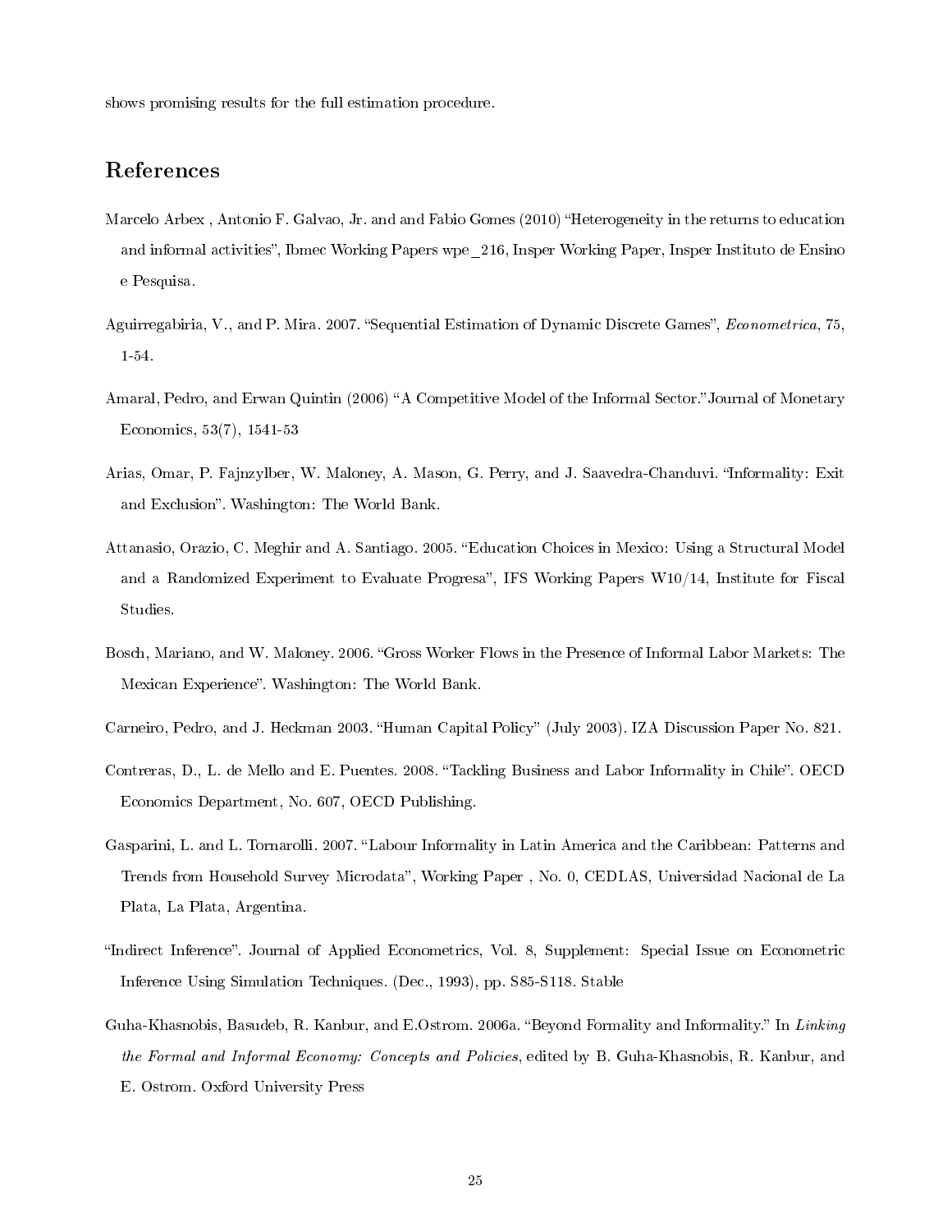shows promising results for the full estimation procedure.

# References

Marcelo Arbex , Antonio F. Galvao, Jr. and and Fabio Gomes (2010) "Heterogeneity in the returns to education and informal activities", Ibmec Working Papers wpe_216, Insper Working Paper, Insper Instituto de Ensino e Pesquisa.

Aguirregabiria, V., and P. Mira. 2007. "Sequential Estimation of Dynamic Discrete Games", *Econometrica*, 75, 1-54.

Amaral, Pedro, and Erwan Quintin (2006) "A Competitive Model of the Informal Sector."Journal of Monetary Economics, 53(7), 1541-53

Arias, Omar, P. Fajnzylber, W. Maloney, A. Mason, G. Perry, and J. Saavedra-Chanduvi. "Informality: Exit and Exclusion". Washington: The World Bank.

Attanasio, Orazio, C. Meghir and A. Santiago. 2005. "Education Choices in Mexico: Using a Structural Model and a Randomized Experiment to Evaluate Progresa", IFS Working Papers W10/14, Institute for Fiscal Studies.

Bosch, Mariano, and W. Maloney. 2006. "Gross Worker Flows in the Presence of Informal Labor Markets: The Mexican Experience". Washington: The World Bank.

Carneiro, Pedro, and J. Heckman 2003. "Human Capital Policy" (July 2003). IZA Discussion Paper No. 821.

Contreras, D., L. de Mello and E. Puentes. 2008. "Tackling Business and Labor Informality in Chile". OECD Economics Department, No. 607, OECD Publishing.

Gasparini, L. and L. Tornarolli. 2007. "Labour Informality in Latin America and the Caribbean: Patterns and Trends from Household Survey Microdata", Working Paper , No. 0, CEDLAS, Universidad Nacional de La Plata, La Plata, Argentina.

"Indirect Inference". Journal of Applied Econometrics, Vol. 8, Supplement: Special Issue on Econometric Inference Using Simulation Techniques. (Dec., 1993), pp. S85-S118. Stable

Guha-Khasnobis, Basudeb, R. Kanbur, and E.Ostrom. 2006a. "Beyond Formality and Informality." In *Linking the Formal and Informal Economy: Concepts and Policies*, edited by B. Guha-Khasnobis, R. Kanbur, and E. Ostrom. Oxford University Press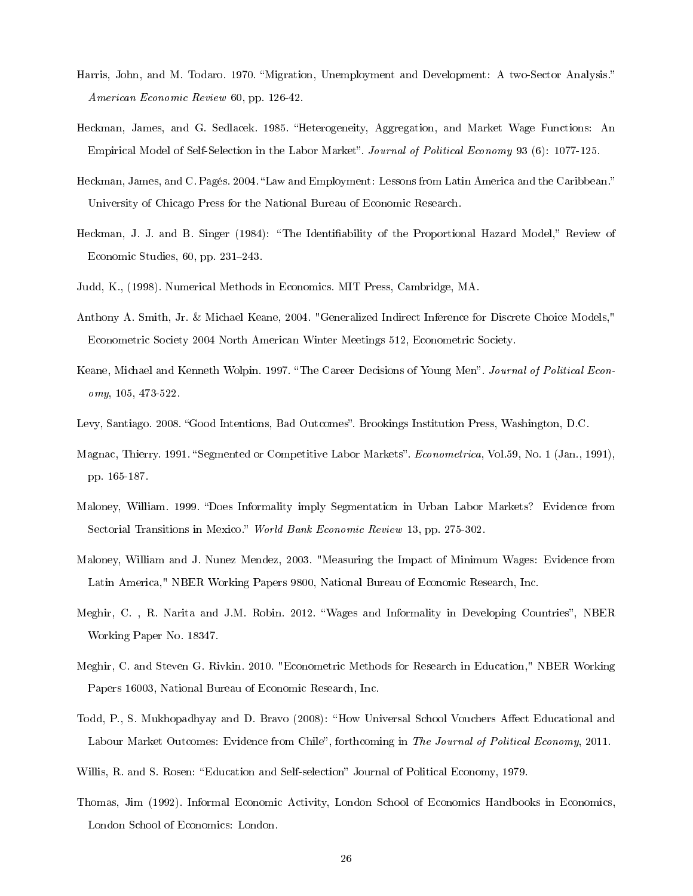Harris, John, and M. Todaro. 1970. "Migration, Unemployment and Development: A two-Sector Analysis." *American Economic Review* 60, pp. 126-42.

Heckman, James, and G. Sedlacek. 1985. "Heterogeneity, Aggregation, and Market Wage Functions: An Empirical Model of Self-Selection in the Labor Market". *Journal of Political Economy* 93 (6): 1077-125.

Heckman, James, and C. Pagés. 2004. "Law and Employment: Lessons from Latin America and the Caribbean." University of Chicago Press for the National Bureau of Economic Research.

Heckman, J. J. and B. Singer (1984): "The Identifiability of the Proportional Hazard Model," Review of Economic Studies, 60, pp. 231–243.

Judd, K., (1998). Numerical Methods in Economics. MIT Press, Cambridge, MA.

Anthony A. Smith, Jr. & Michael Keane, 2004. "Generalized Indirect Inference for Discrete Choice Models," Econometric Society 2004 North American Winter Meetings 512, Econometric Society.

Keane, Michael and Kenneth Wolpin. 1997. "The Career Decisions of Young Men". *Journal of Political Economy*, 105, 473-522.

Levy, Santiago. 2008. "Good Intentions, Bad Outcomes". Brookings Institution Press, Washington, D.C.

Magnac, Thierry. 1991. "Segmented or Competitive Labor Markets". *Econometrica*, Vol.59, No. 1 (Jan., 1991), pp. 165-187.

Maloney, William. 1999. "Does Informality imply Segmentation in Urban Labor Markets? Evidence from Sectorial Transitions in Mexico." *World Bank Economic Review* 13, pp. 275-302.

Maloney, William and J. Nunez Mendez, 2003. "Measuring the Impact of Minimum Wages: Evidence from Latin America," NBER Working Papers 9800, National Bureau of Economic Research, Inc.

Meghir, C. , R. Narita and J.M. Robin. 2012. "Wages and Informality in Developing Countries", NBER Working Paper No. 18347.

Meghir, C. and Steven G. Rivkin. 2010. "Econometric Methods for Research in Education," NBER Working Papers 16003, National Bureau of Economic Research, Inc.

Todd, P., S. Mukhopadhyay and D. Bravo (2008): "How Universal School Vouchers Affect Educational and Labour Market Outcomes: Evidence from Chile", forthcoming in *The Journal of Political Economy*, 2011.

Willis, R. and S. Rosen: "Education and Self-selection" Journal of Political Economy, 1979.

Thomas, Jim (1992). Informal Economic Activity, London School of Economics Handbooks in Economics, London School of Economics: London.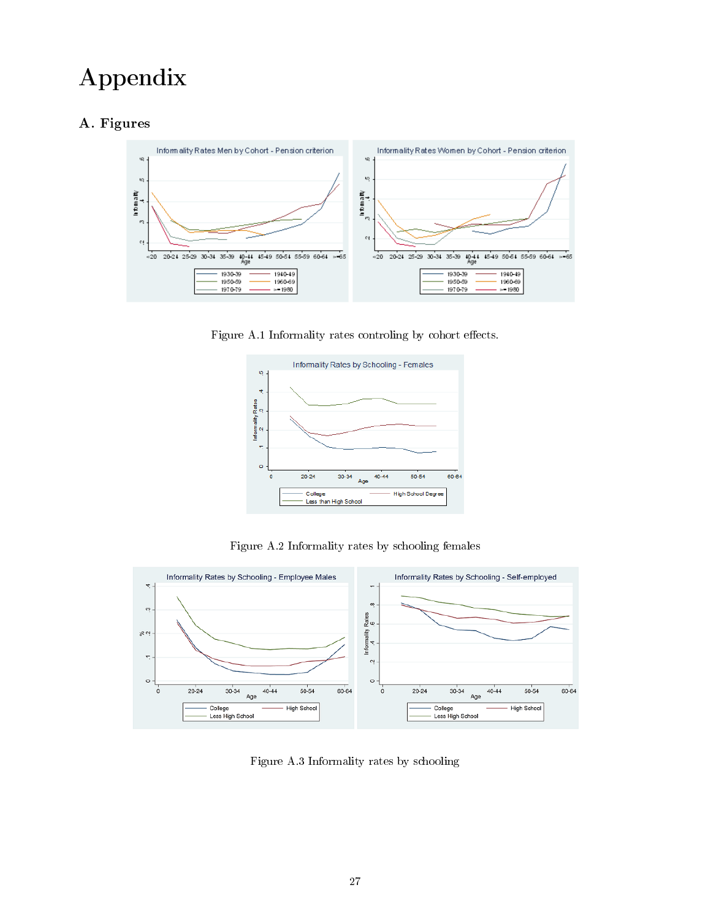# Appendix

## A. Figures

Figure A.1 Informality rates controling by cohort effects.

Figure A.2 Informality rates by schooling females

Figure A.3 Informality rates by schooling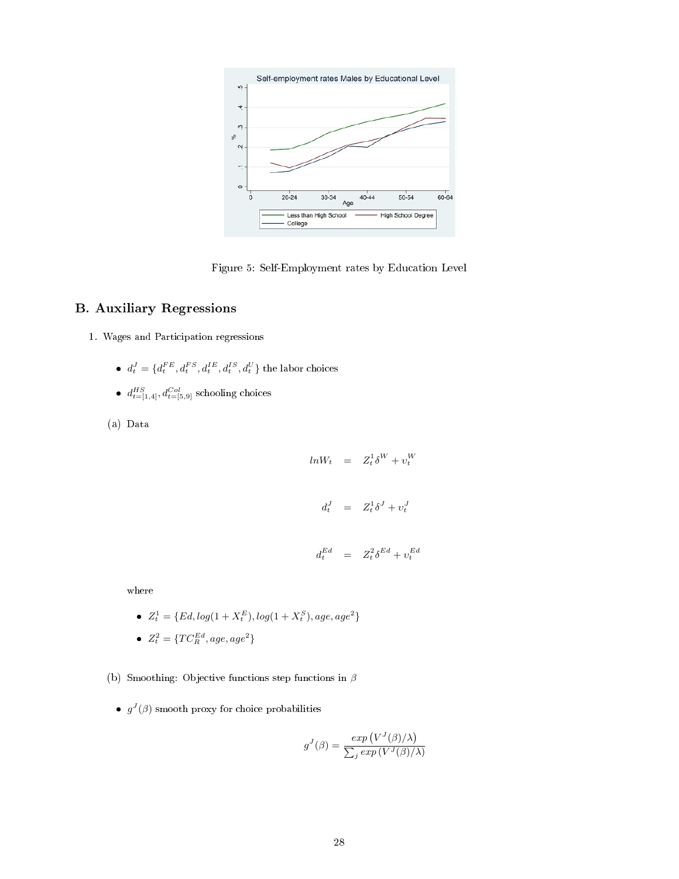Figure 5: Self-Employment rates by Education Level

## B. Auxiliary Regressions

1. Wages and Participation regressions

- $d_t^J = \{d_t^{FE}, d_t^{FS}, d_t^{IE}, d_t^{IS}, d_t^U\}$ the labor choices
- $d_{t=[1,4]}^{HS}, d_{t=[5,9]}^{Col}$ schooling choices

(a) Data

$$lnW_t = Z_t^1 \delta^W + \upsilon_t^W$$

$$d_t^J = Z_t^1 \delta^J + \upsilon_t^J$$

$$d_t^{Ed} = Z_t^2 \delta^{Ed} + \upsilon_t^{Ed}$$

where

- $Z_t^1 = \{Ed, log(1 + X_t^E), log(1 + X_t^S), age, age^2\}$
- $Z_t^2 = \{TC_R^{Ed}, age, age^2\}$

(b) Smoothing: Objective functions step functions in $\beta$

- $g^J(\beta)$ smooth proxy for choice probabilities

$$g^J(\beta) = \frac{exp\left(V^J(\beta)/\lambda\right)}{\sum_j exp\left(V^J(\beta)/\lambda\right)}$$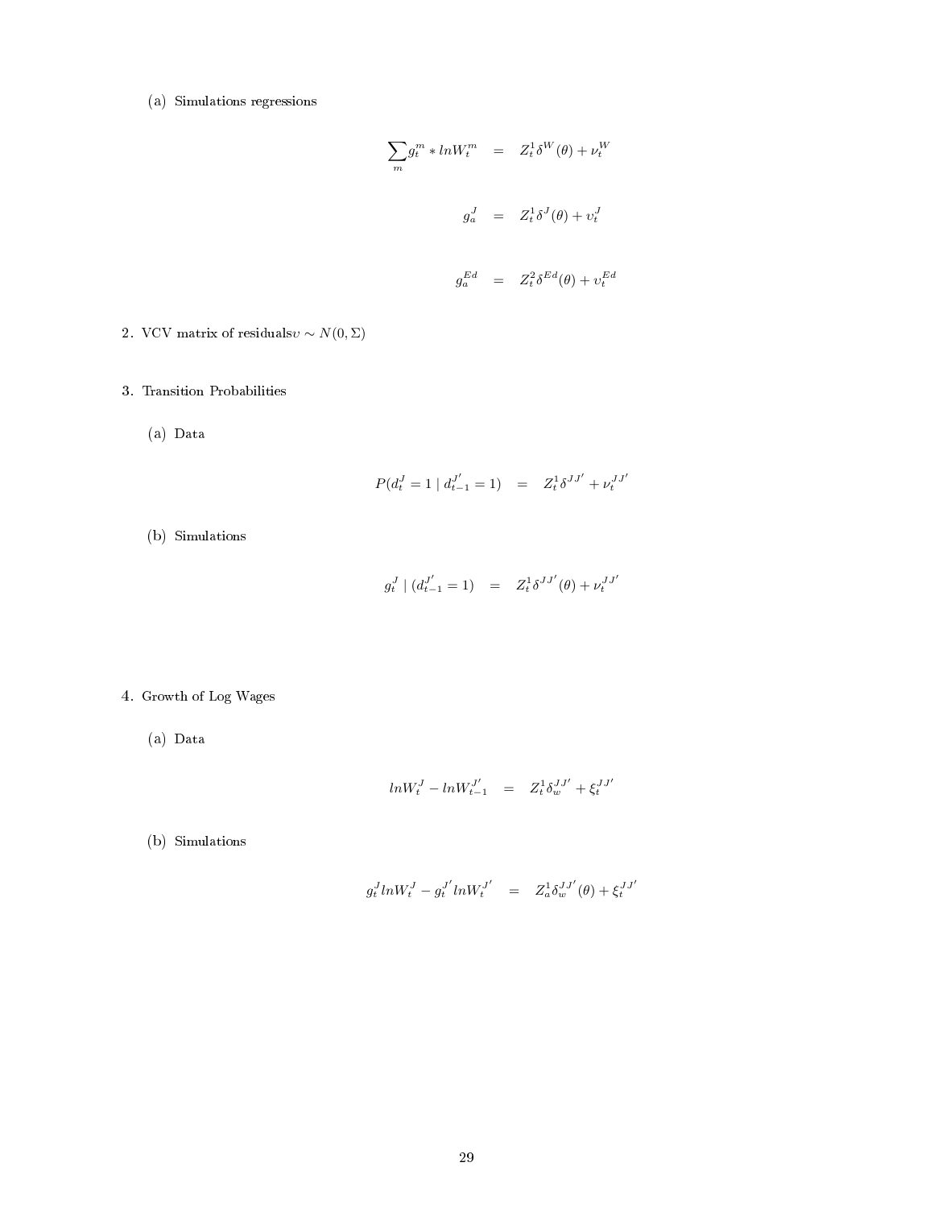(a) Simulations regressions

$$\sum_m g_t^m * lnW_t^m = Z_t^1 \delta^W(\theta) + \nu_t^W$$

$$g_a^J = Z_t^1 \delta^J(\theta) + \upsilon_t^J$$

$$g_a^{Ed} = Z_t^2 \delta^{Ed}(\theta) + \upsilon_t^{Ed}$$

2. VCV matrix of residuals $\upsilon \sim N(0, \Sigma)$

3. Transition Probabilities

(a) Data

$$P(d_t^J = 1 \mid d_{t-1}^{J'} = 1) = Z_t^1 \delta^{JJ'} + \nu_t^{JJ'}$$

(b) Simulations

$$g_t^J \mid (d_{t-1}^{J'} = 1) = Z_t^1 \delta^{JJ'}(\theta) + \nu_t^{JJ'}$$

4. Growth of Log Wages

(a) Data

$$lnW_t^J - lnW_{t-1}^{J'} = Z_t^1 \delta_w^{JJ'} + \xi_t^{JJ'}$$

(b) Simulations

$$g_t^J lnW_t^J - g_t^{J'} lnW_t^{J'} = Z_a^1 \delta_w^{JJ'}(\theta) + \xi_t^{JJ'}$$